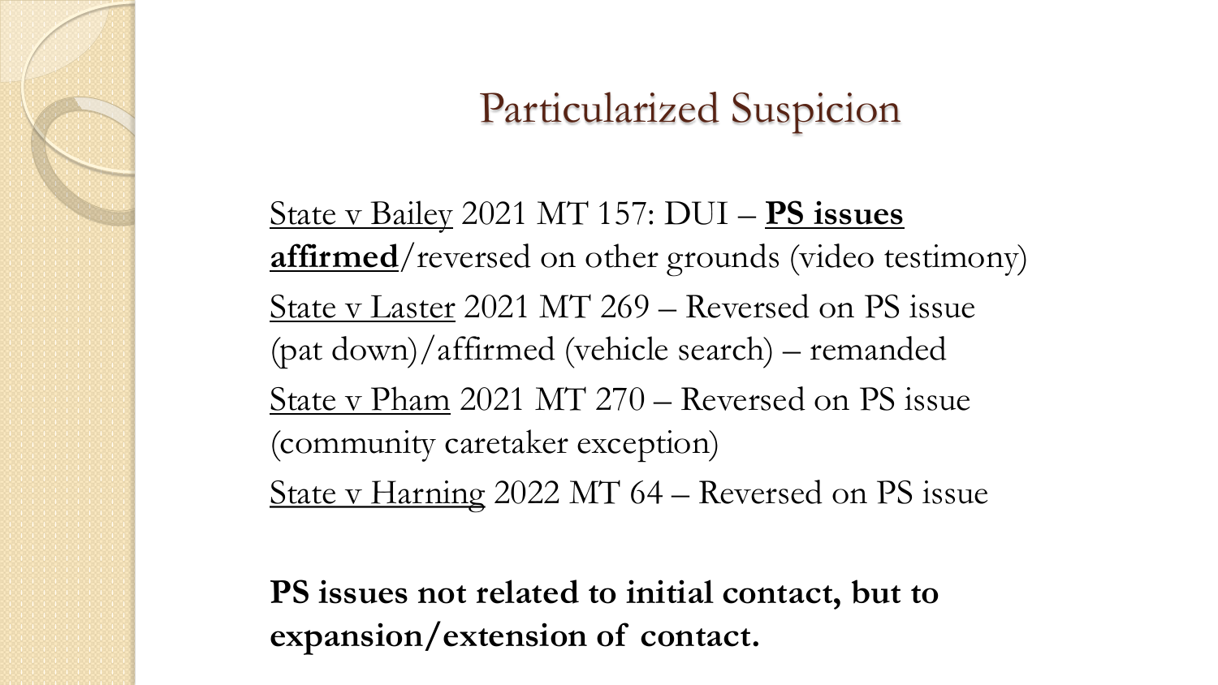# Particularized Suspicion

State v Bailey 2021 MT 157: DUI – **PS issues affirmed**/reversed on other grounds (video testimony)

State v Laster 2021 MT 269 – Reversed on PS issue (pat down)/affirmed (vehicle search) – remanded

State v Pham 2021 MT 270 – Reversed on PS issue (community caretaker exception)

State v Harning 2022 MT 64 – Reversed on PS issue

**PS issues not related to initial contact, but to expansion/extension of contact.**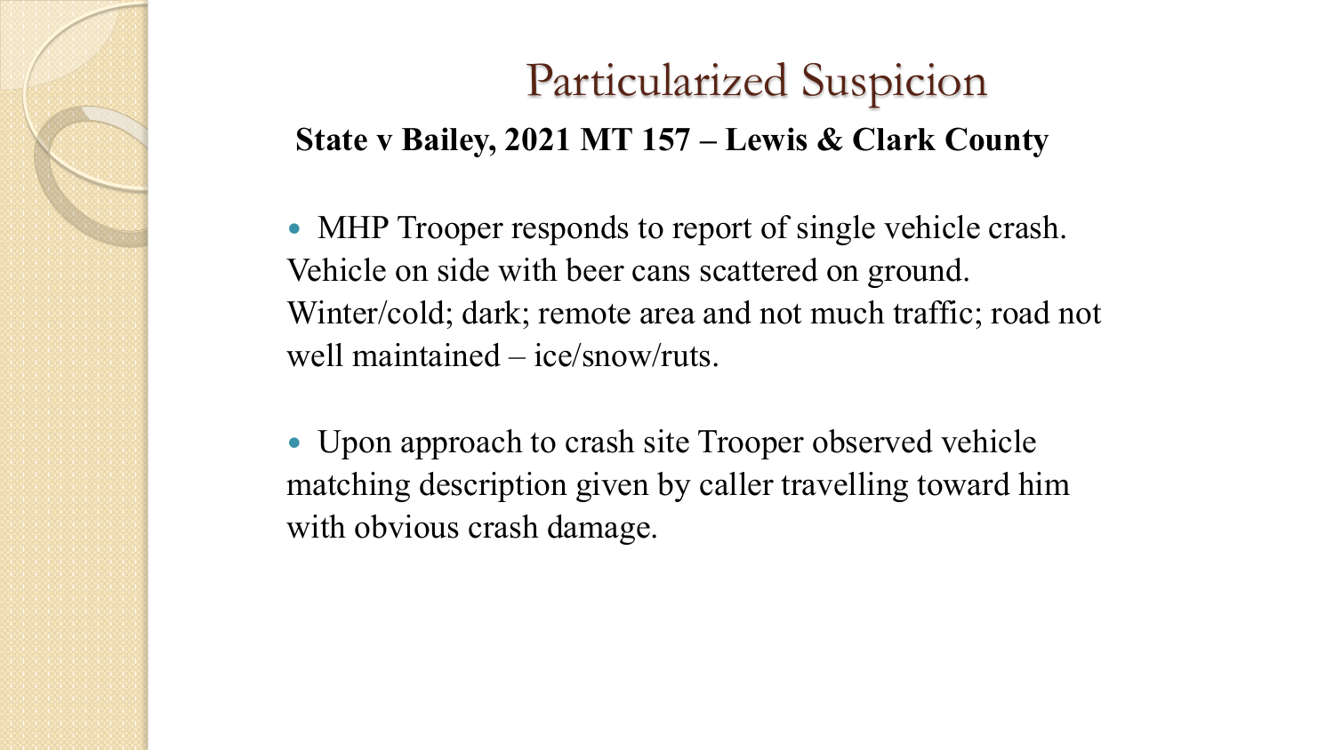# Particularized Suspicion

**State v Bailey, 2021 MT 157 – Lewis & Clark County**

- MHP Trooper responds to report of single vehicle crash. Vehicle on side with beer cans scattered on ground. Winter/cold; dark; remote area and not much traffic; road not well maintained – ice/snow/ruts.

- Upon approach to crash site Trooper observed vehicle matching description given by caller travelling toward him with obvious crash damage.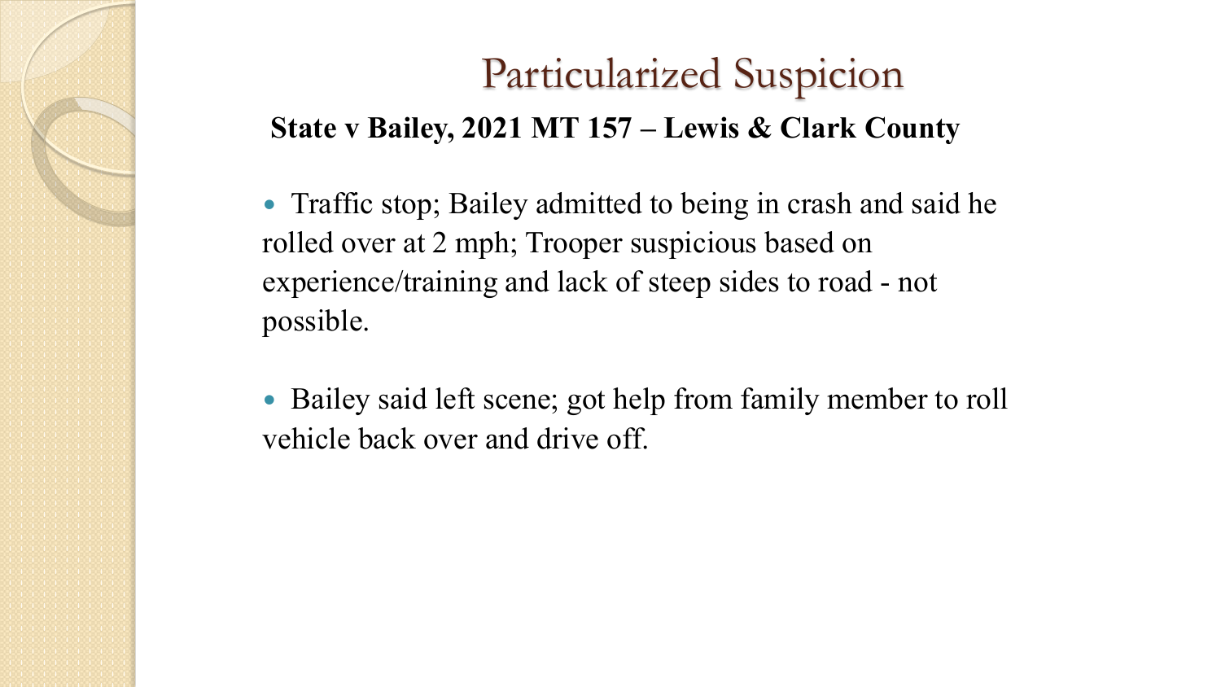# Particularized Suspicion

**State v Bailey, 2021 MT 157 – Lewis & Clark County**

- Traffic stop; Bailey admitted to being in crash and said he rolled over at 2 mph; Trooper suspicious based on experience/training and lack of steep sides to road - not possible.

- Bailey said left scene; got help from family member to roll vehicle back over and drive off.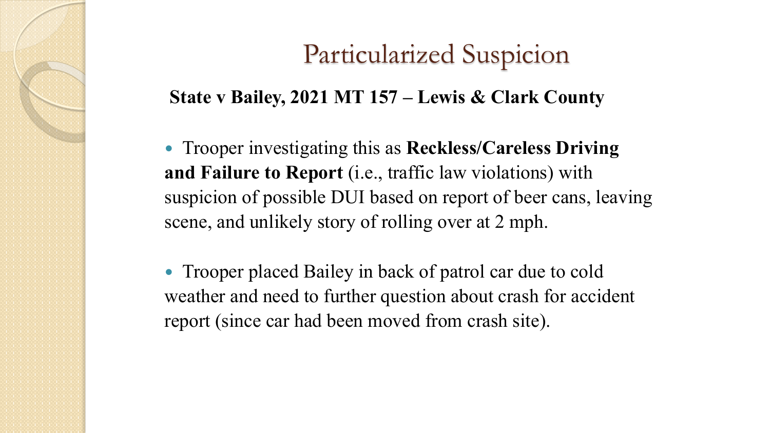# Particularized Suspicion

**State v Bailey, 2021 MT 157 – Lewis & Clark County**

- Trooper investigating this as **Reckless/Careless Driving and Failure to Report** (i.e., traffic law violations) with suspicion of possible DUI based on report of beer cans, leaving scene, and unlikely story of rolling over at 2 mph.

- Trooper placed Bailey in back of patrol car due to cold weather and need to further question about crash for accident report (since car had been moved from crash site).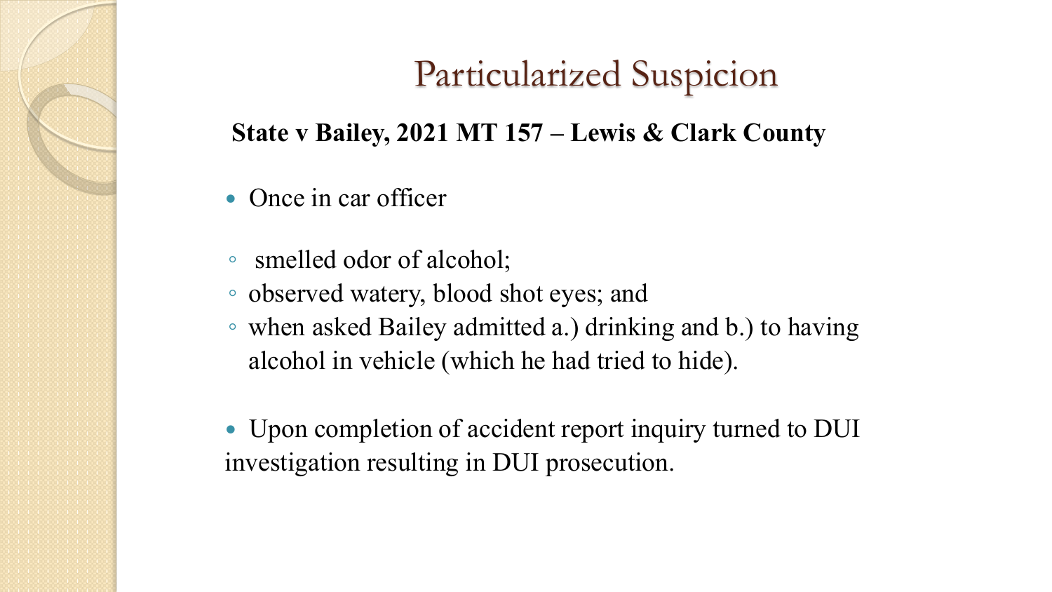# Particularized Suspicion

**State v Bailey, 2021 MT 157 – Lewis & Clark County**

- Once in car officer
  - smelled odor of alcohol;
  - observed watery, blood shot eyes; and
  - when asked Bailey admitted a.) drinking and b.) to having alcohol in vehicle (which he had tried to hide).

- Upon completion of accident report inquiry turned to DUI investigation resulting in DUI prosecution.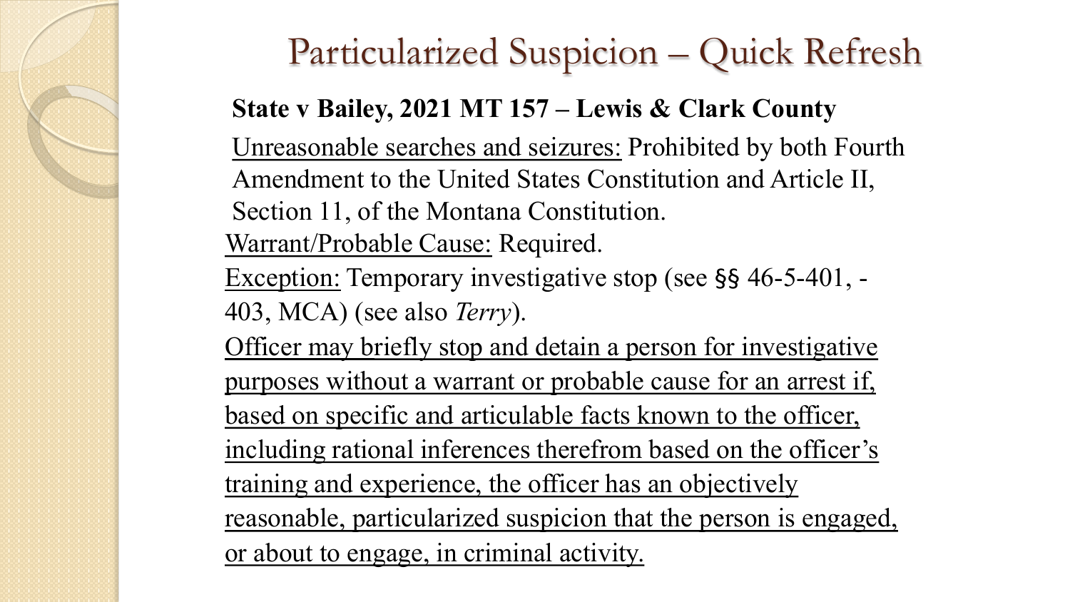# Particularized Suspicion – Quick Refresh

**State v Bailey, 2021 MT 157 – Lewis & Clark County**

<u>Unreasonable searches and seizures:</u> Prohibited by both Fourth Amendment to the United States Constitution and Article II, Section 11, of the Montana Constitution.

<u>Warrant/Probable Cause:</u> Required.

<u>Exception:</u> Temporary investigative stop (see §§ 46-5-401, -403, MCA) (see also *Terry*).

<u>Officer may briefly stop and detain a person for investigative purposes without a warrant or probable cause for an arrest if, based on specific and articulable facts known to the officer, including rational inferences therefrom based on the officer's training and experience, the officer has an objectively reasonable, particularized suspicion that the person is engaged, or about to engage, in criminal activity.</u>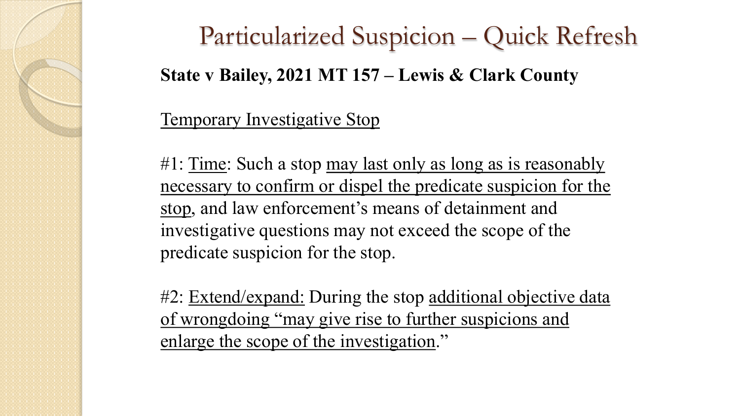# Particularized Suspicion – Quick Refresh

**State v Bailey, 2021 MT 157 – Lewis & Clark County**

Temporary Investigative Stop

#1: Time: Such a stop may last only as long as is reasonably necessary to confirm or dispel the predicate suspicion for the stop, and law enforcement's means of detainment and investigative questions may not exceed the scope of the predicate suspicion for the stop.

#2: Extend/expand: During the stop additional objective data of wrongdoing "may give rise to further suspicions and enlarge the scope of the investigation."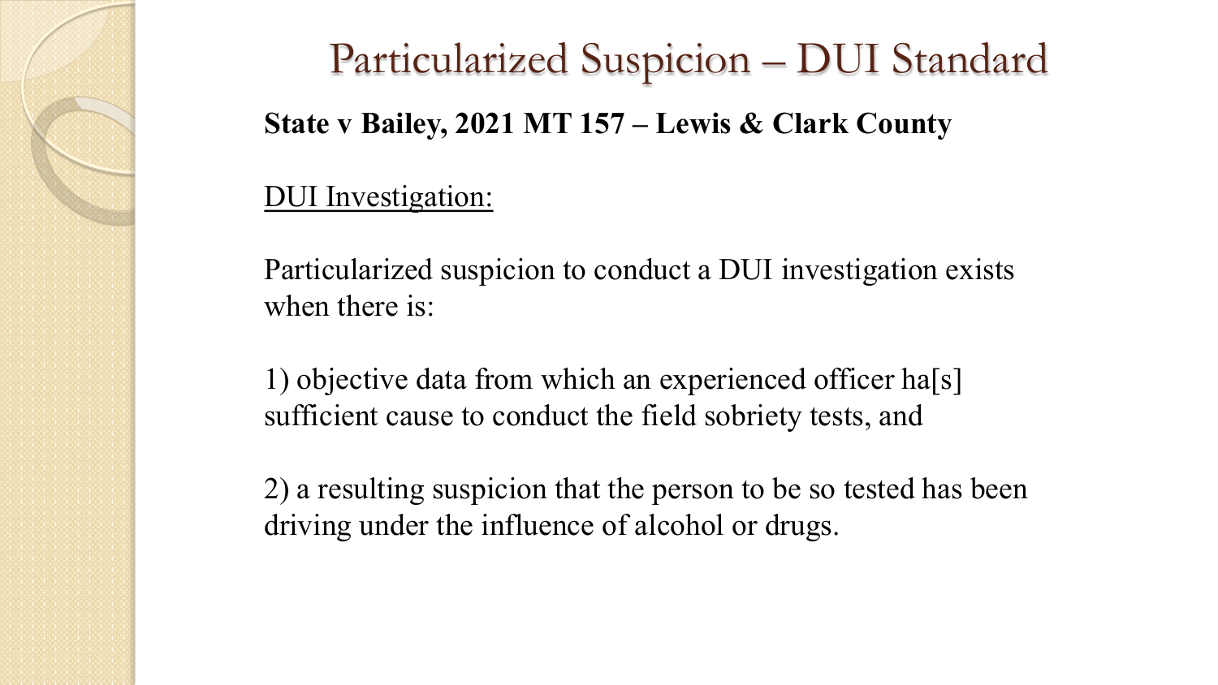# Particularized Suspicion – DUI Standard

**State v Bailey, 2021 MT 157 – Lewis & Clark County**

DUI Investigation:

Particularized suspicion to conduct a DUI investigation exists when there is:

1) objective data from which an experienced officer ha[s] sufficient cause to conduct the field sobriety tests, and

2) a resulting suspicion that the person to be so tested has been driving under the influence of alcohol or drugs.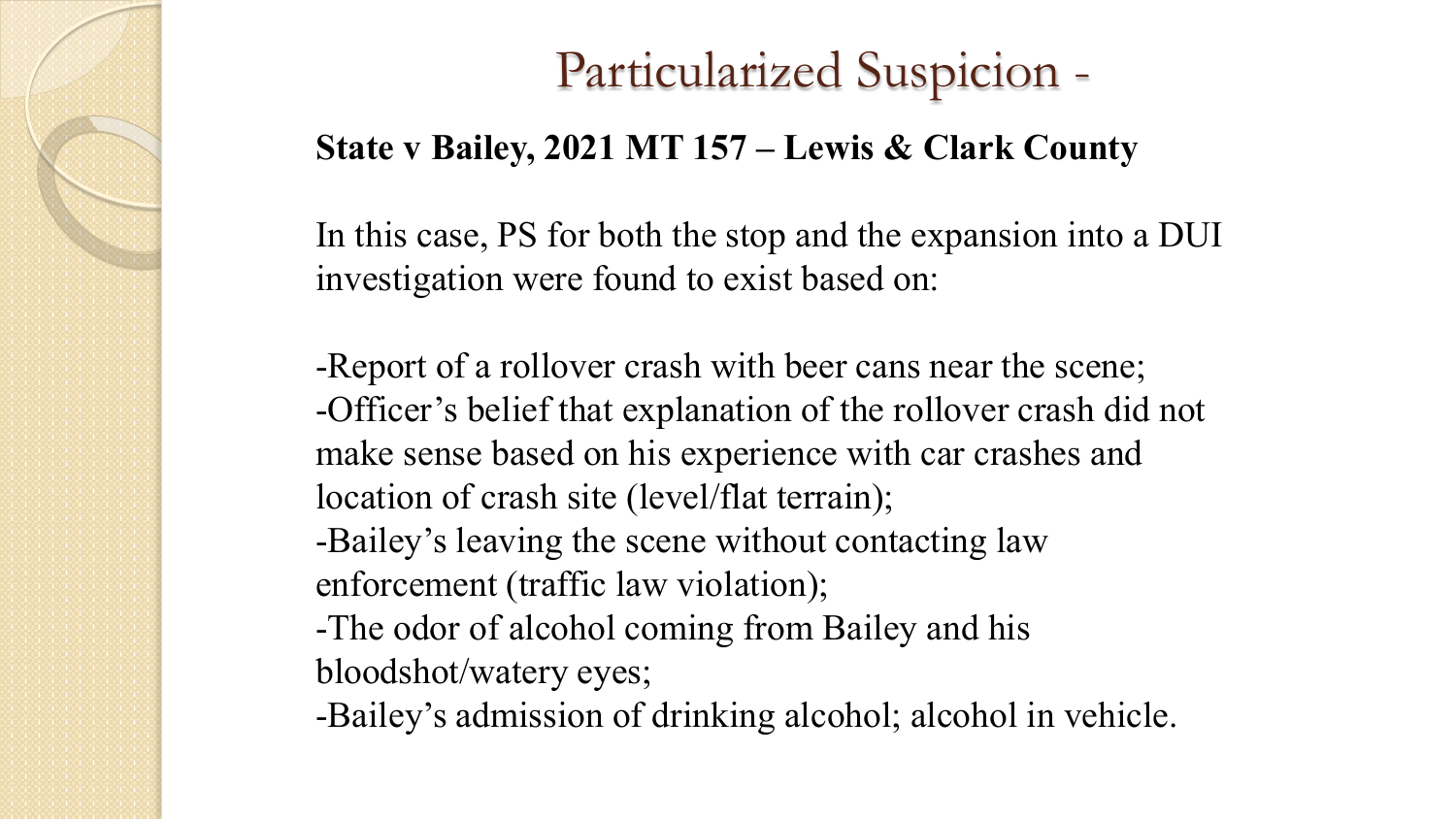# Particularized Suspicion -

**State v Bailey, 2021 MT 157 – Lewis & Clark County**

In this case, PS for both the stop and the expansion into a DUI investigation were found to exist based on:

-Report of a rollover crash with beer cans near the scene;
-Officer's belief that explanation of the rollover crash did not make sense based on his experience with car crashes and location of crash site (level/flat terrain);
-Bailey's leaving the scene without contacting law enforcement (traffic law violation);
-The odor of alcohol coming from Bailey and his bloodshot/watery eyes;
-Bailey's admission of drinking alcohol; alcohol in vehicle.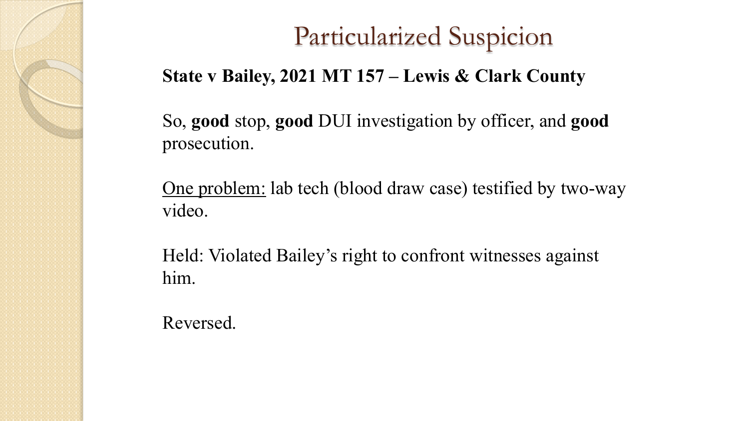# Particularized Suspicion

**State v Bailey, 2021 MT 157 – Lewis & Clark County**

So, **good** stop, **good** DUI investigation by officer, and **good** prosecution.

One problem: lab tech (blood draw case) testified by two-way video.

Held: Violated Bailey's right to confront witnesses against him.

Reversed.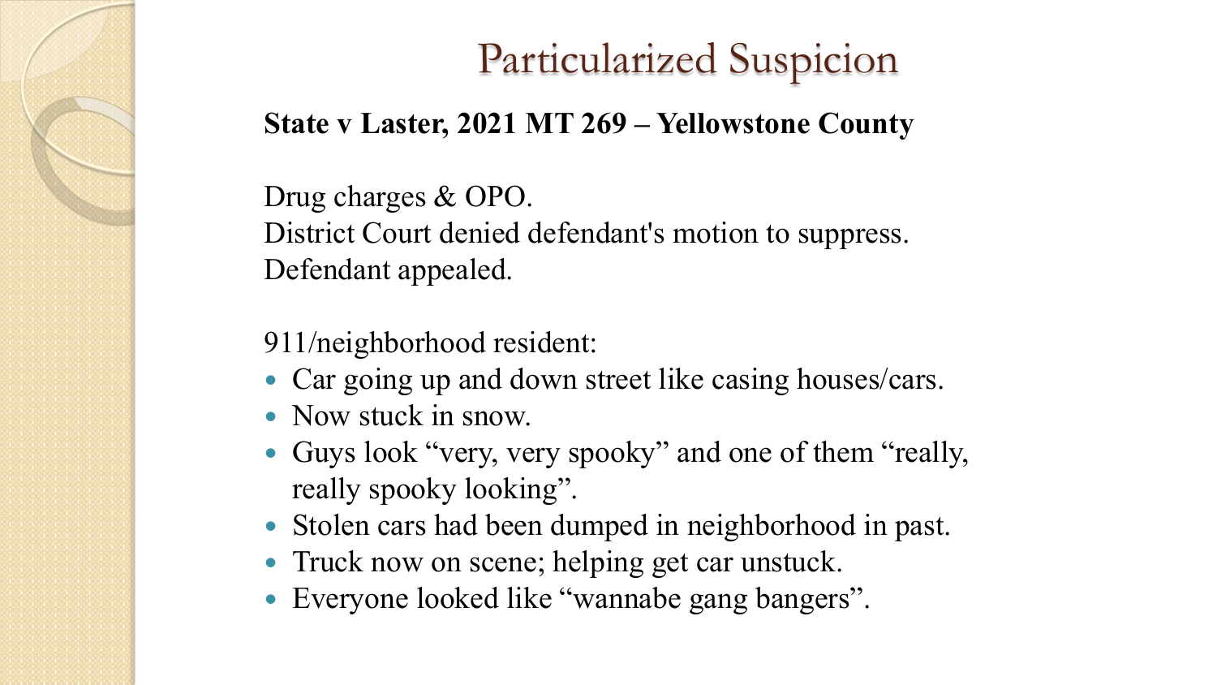# Particularized Suspicion

**State v Laster, 2021 MT 269 – Yellowstone County**

Drug charges & OPO.
District Court denied defendant's motion to suppress.
Defendant appealed.

911/neighborhood resident:

- Car going up and down street like casing houses/cars.
- Now stuck in snow.
- Guys look "very, very spooky" and one of them "really, really spooky looking".
- Stolen cars had been dumped in neighborhood in past.
- Truck now on scene; helping get car unstuck.
- Everyone looked like "wannabe gang bangers".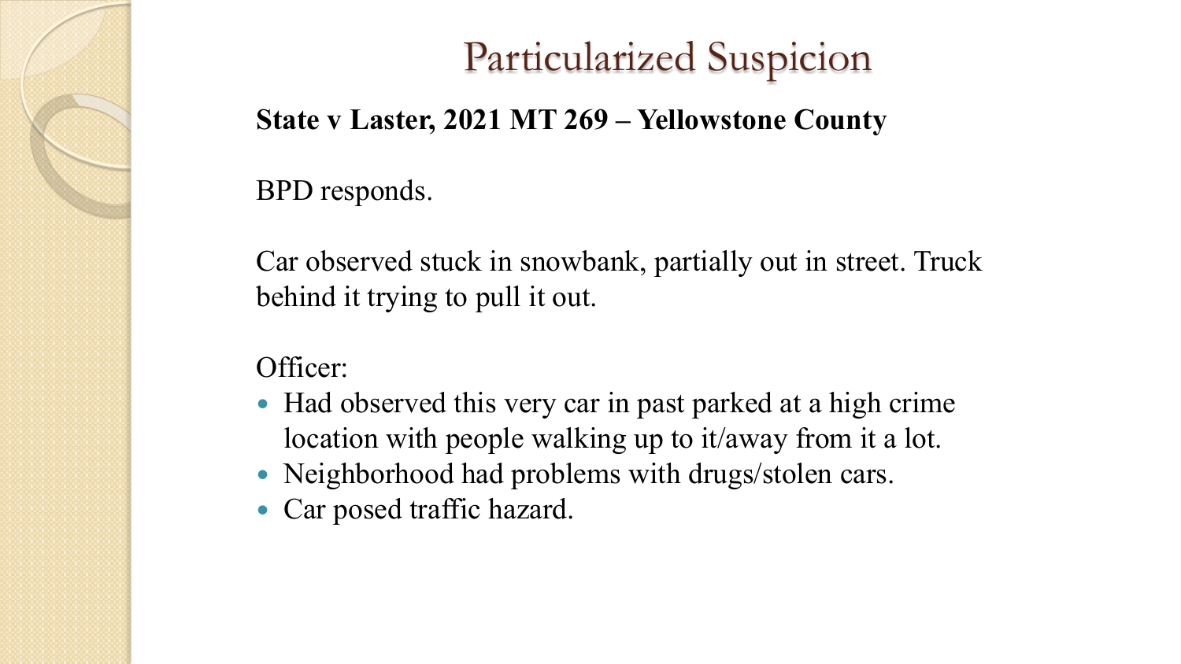# Particularized Suspicion

**State v Laster, 2021 MT 269 – Yellowstone County**

BPD responds.

Car observed stuck in snowbank, partially out in street. Truck behind it trying to pull it out.

Officer:

- Had observed this very car in past parked at a high crime location with people walking up to it/away from it a lot.
- Neighborhood had problems with drugs/stolen cars.
- Car posed traffic hazard.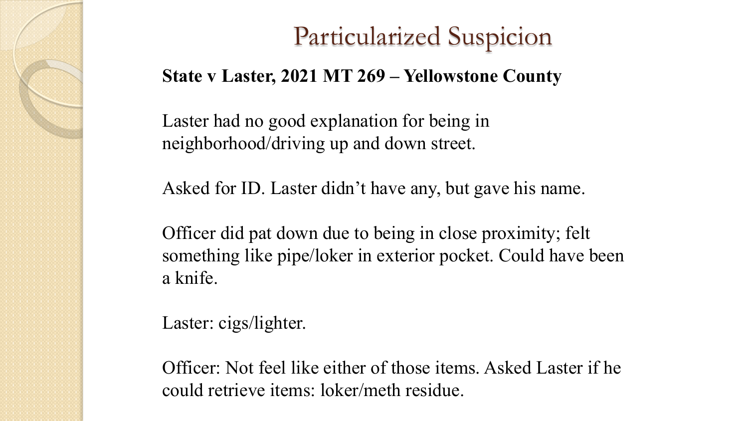# Particularized Suspicion

**State v Laster, 2021 MT 269 – Yellowstone County**

Laster had no good explanation for being in neighborhood/driving up and down street.

Asked for ID. Laster didn't have any, but gave his name.

Officer did pat down due to being in close proximity; felt something like pipe/loker in exterior pocket. Could have been a knife.

Laster: cigs/lighter.

Officer: Not feel like either of those items. Asked Laster if he could retrieve items: loker/meth residue.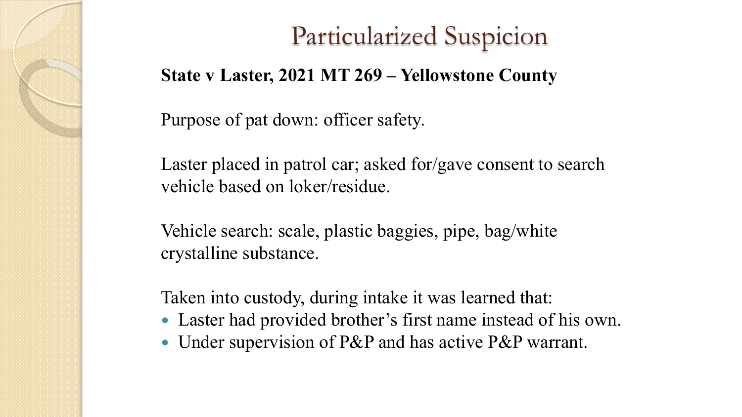# Particularized Suspicion

**State v Laster, 2021 MT 269 – Yellowstone County**

Purpose of pat down: officer safety.

Laster placed in patrol car; asked for/gave consent to search vehicle based on loker/residue.

Vehicle search: scale, plastic baggies, pipe, bag/white crystalline substance.

Taken into custody, during intake it was learned that:

- Laster had provided brother's first name instead of his own.
- Under supervision of P&P and has active P&P warrant.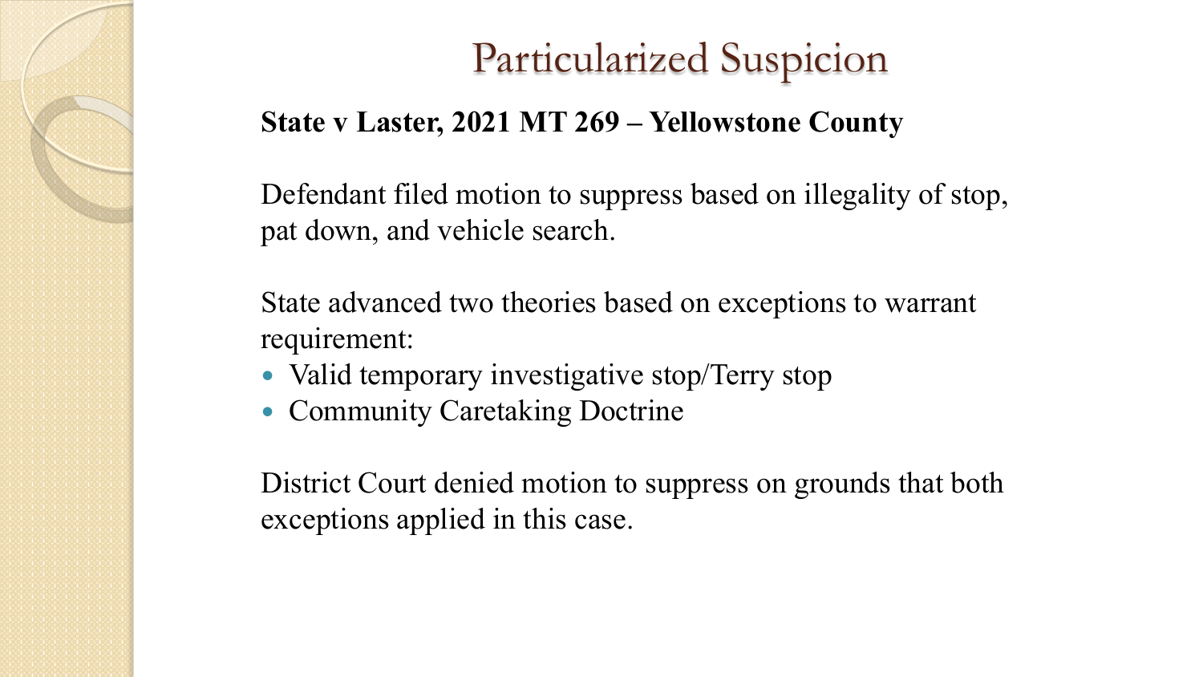# Particularized Suspicion

**State v Laster, 2021 MT 269 – Yellowstone County**

Defendant filed motion to suppress based on illegality of stop, pat down, and vehicle search.

State advanced two theories based on exceptions to warrant requirement:

- Valid temporary investigative stop/Terry stop
- Community Caretaking Doctrine

District Court denied motion to suppress on grounds that both exceptions applied in this case.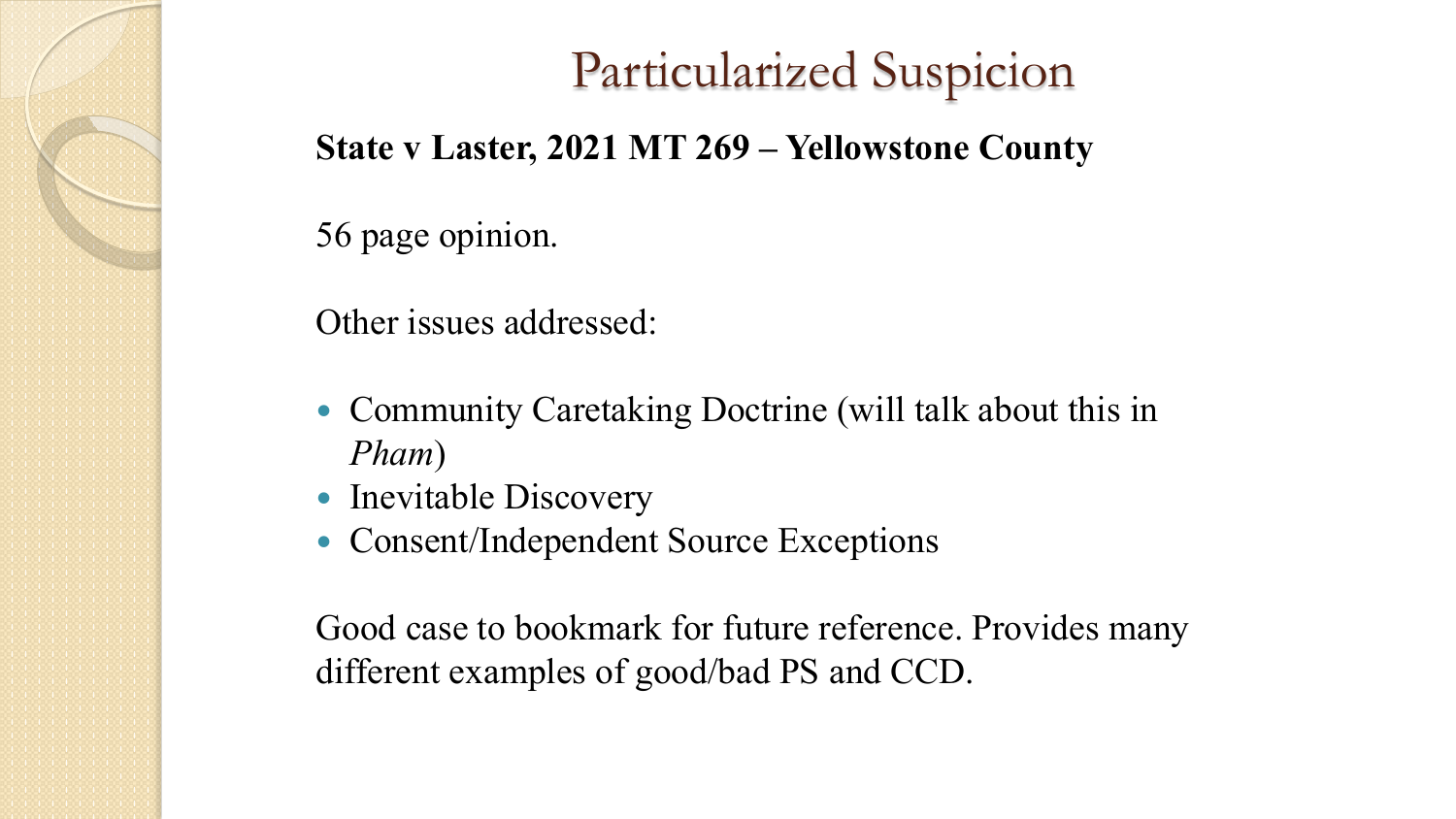# Particularized Suspicion

**State v Laster, 2021 MT 269 – Yellowstone County**

56 page opinion.

Other issues addressed:

- Community Caretaking Doctrine (will talk about this in *Pham*)
- Inevitable Discovery
- Consent/Independent Source Exceptions

Good case to bookmark for future reference. Provides many different examples of good/bad PS and CCD.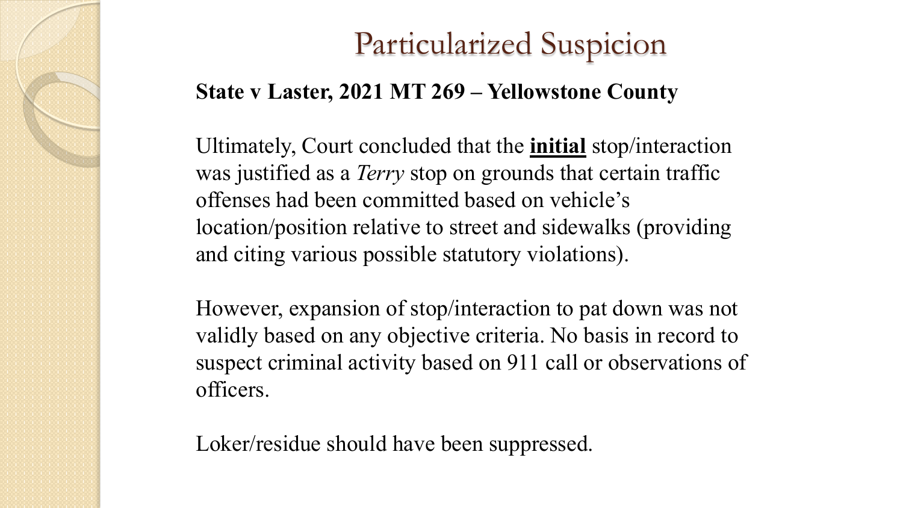# Particularized Suspicion

**State v Laster, 2021 MT 269 – Yellowstone County**

Ultimately, Court concluded that the **<u>initial</u>** stop/interaction was justified as a *Terry* stop on grounds that certain traffic offenses had been committed based on vehicle's location/position relative to street and sidewalks (providing and citing various possible statutory violations).

However, expansion of stop/interaction to pat down was not validly based on any objective criteria. No basis in record to suspect criminal activity based on 911 call or observations of officers.

Loker/residue should have been suppressed.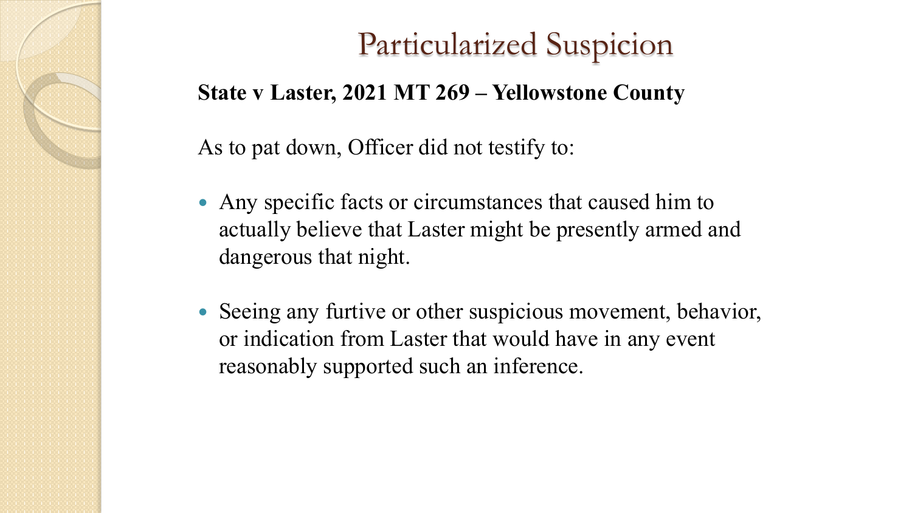# Particularized Suspicion

**State v Laster, 2021 MT 269 – Yellowstone County**

As to pat down, Officer did not testify to:

- Any specific facts or circumstances that caused him to actually believe that Laster might be presently armed and dangerous that night.
- Seeing any furtive or other suspicious movement, behavior, or indication from Laster that would have in any event reasonably supported such an inference.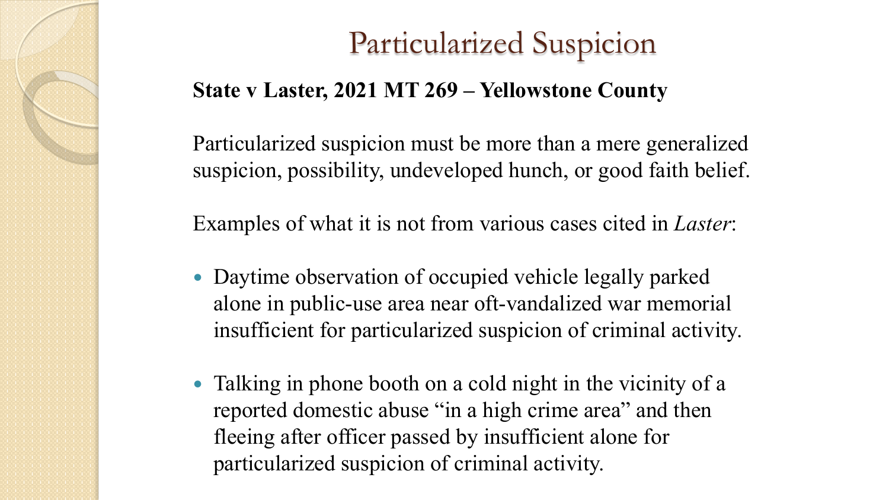# Particularized Suspicion

**State v Laster, 2021 MT 269 – Yellowstone County**

Particularized suspicion must be more than a mere generalized suspicion, possibility, undeveloped hunch, or good faith belief.

Examples of what it is not from various cases cited in *Laster*:

- Daytime observation of occupied vehicle legally parked alone in public-use area near oft-vandalized war memorial insufficient for particularized suspicion of criminal activity.
- Talking in phone booth on a cold night in the vicinity of a reported domestic abuse "in a high crime area" and then fleeing after officer passed by insufficient alone for particularized suspicion of criminal activity.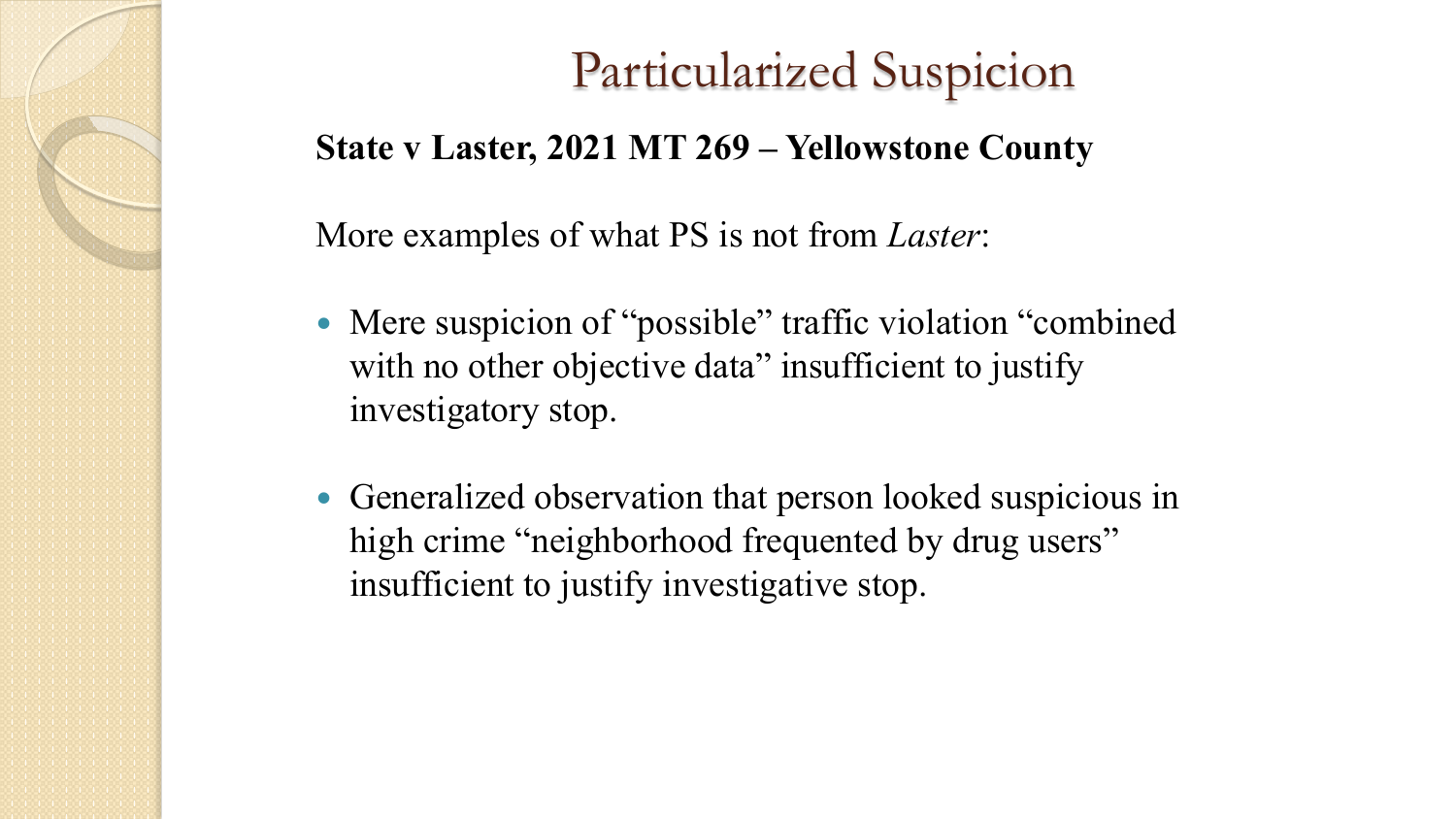# Particularized Suspicion

**State v Laster, 2021 MT 269 – Yellowstone County**

More examples of what PS is not from *Laster*:

- Mere suspicion of "possible" traffic violation "combined with no other objective data" insufficient to justify investigatory stop.
- Generalized observation that person looked suspicious in high crime "neighborhood frequented by drug users" insufficient to justify investigative stop.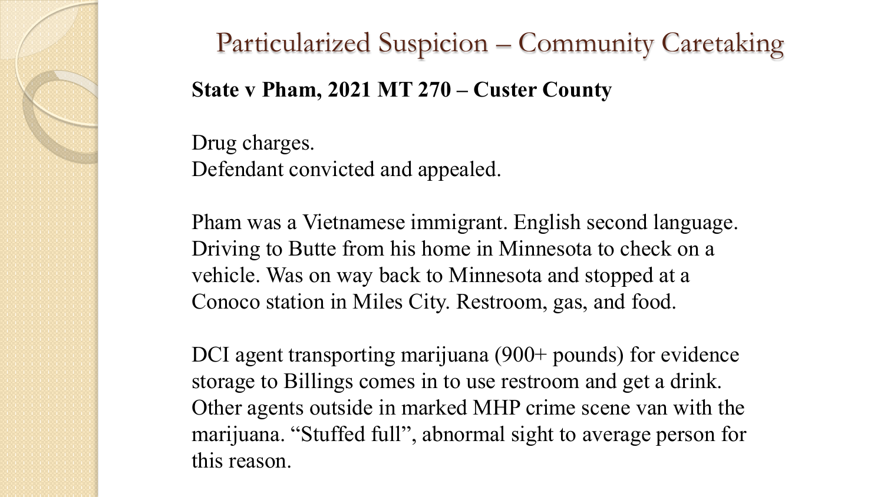# Particularized Suspicion – Community Caretaking

**State v Pham, 2021 MT 270 – Custer County**

Drug charges.
Defendant convicted and appealed.

Pham was a Vietnamese immigrant. English second language. Driving to Butte from his home in Minnesota to check on a vehicle. Was on way back to Minnesota and stopped at a Conoco station in Miles City. Restroom, gas, and food.

DCI agent transporting marijuana (900+ pounds) for evidence storage to Billings comes in to use restroom and get a drink. Other agents outside in marked MHP crime scene van with the marijuana. "Stuffed full", abnormal sight to average person for this reason.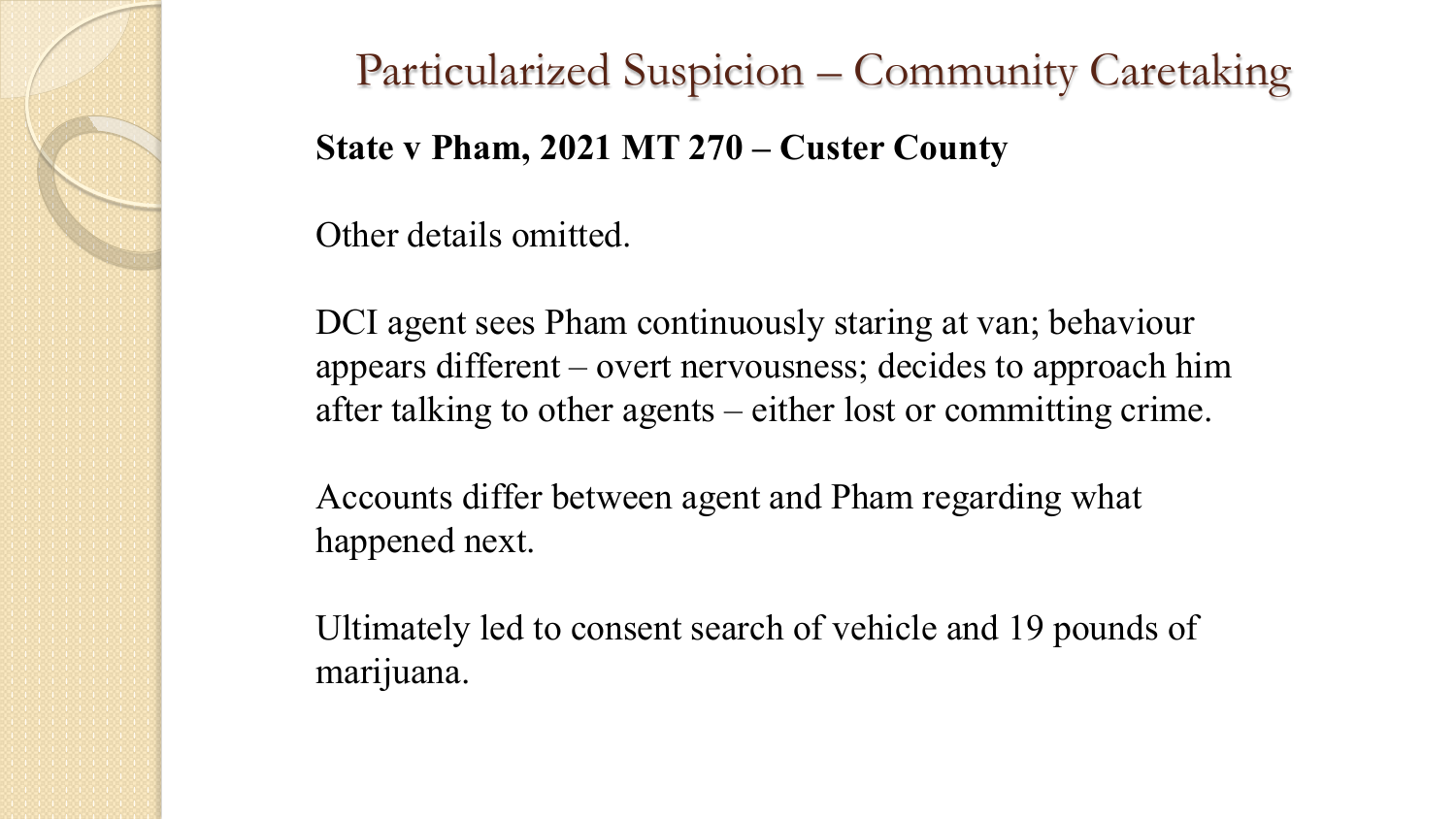# Particularized Suspicion – Community Caretaking

**State v Pham, 2021 MT 270 – Custer County**

Other details omitted.

DCI agent sees Pham continuously staring at van; behaviour appears different – overt nervousness; decides to approach him after talking to other agents – either lost or committing crime.

Accounts differ between agent and Pham regarding what happened next.

Ultimately led to consent search of vehicle and 19 pounds of marijuana.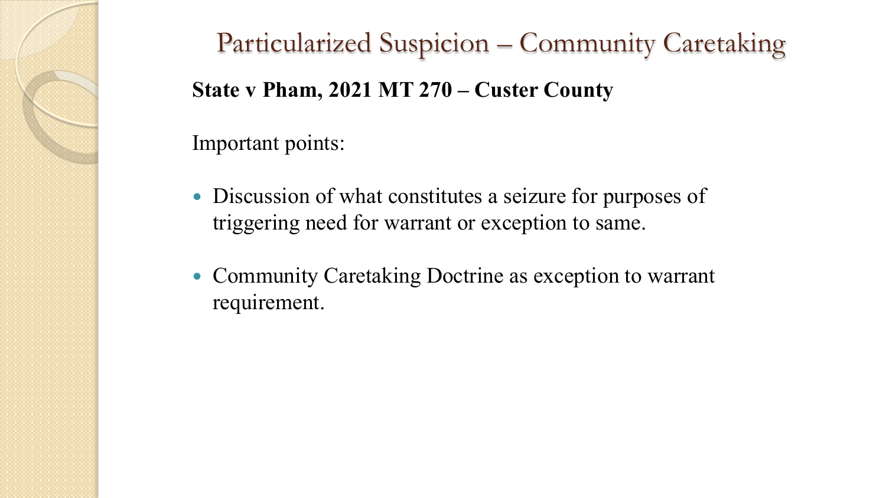# Particularized Suspicion – Community Caretaking

**State v Pham, 2021 MT 270 – Custer County**

Important points:

- Discussion of what constitutes a seizure for purposes of triggering need for warrant or exception to same.
- Community Caretaking Doctrine as exception to warrant requirement.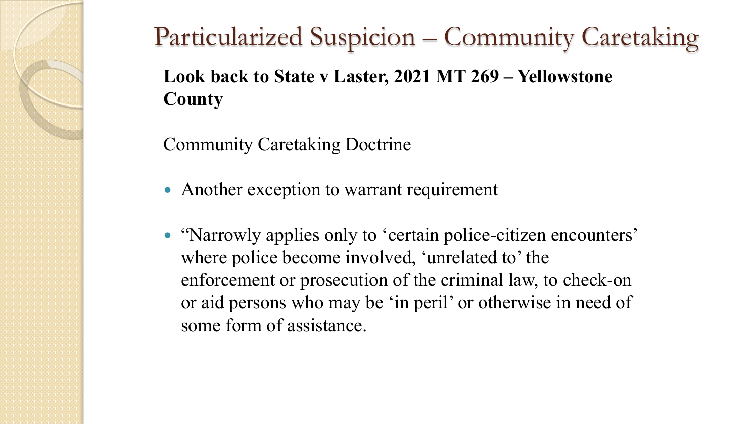# Particularized Suspicion – Community Caretaking

**Look back to State v Laster, 2021 MT 269 – Yellowstone County**

Community Caretaking Doctrine

- Another exception to warrant requirement
- "Narrowly applies only to 'certain police-citizen encounters' where police become involved, 'unrelated to' the enforcement or prosecution of the criminal law, to check-on or aid persons who may be 'in peril' or otherwise in need of some form of assistance.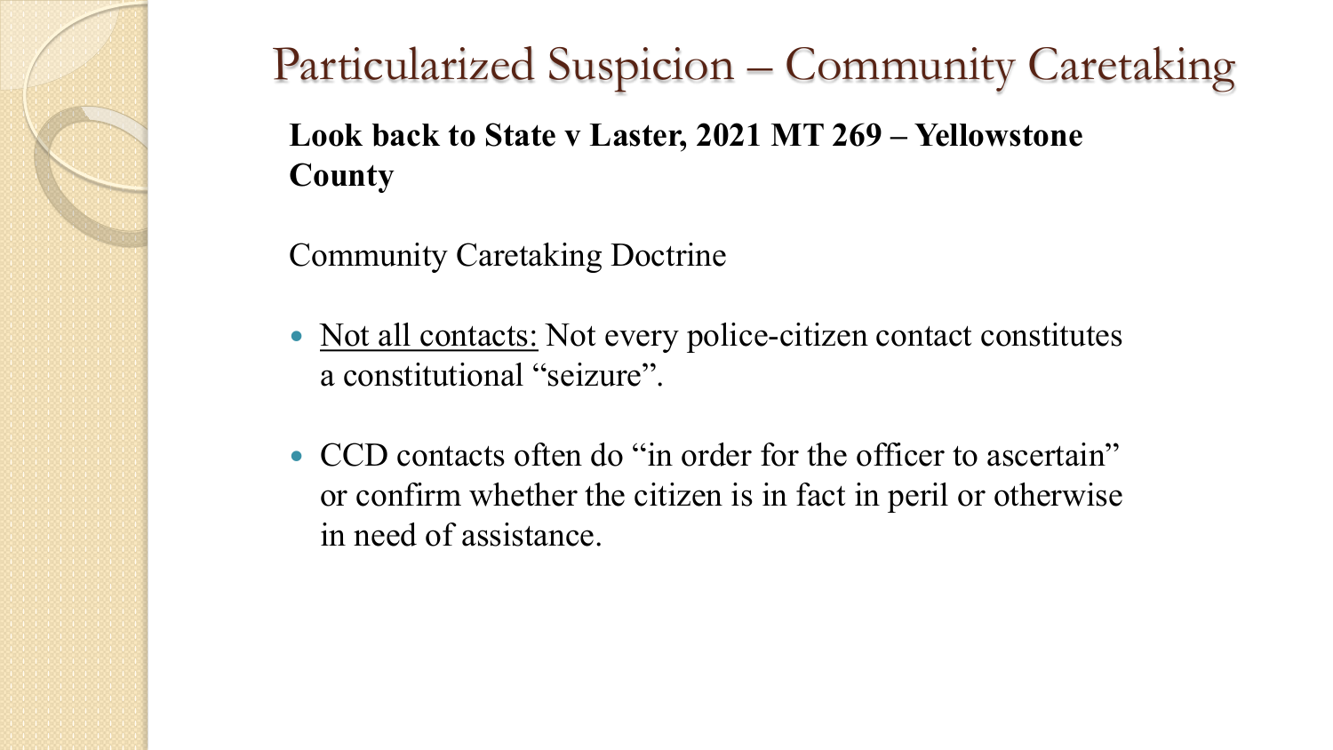# Particularized Suspicion – Community Caretaking

**Look back to State v Laster, 2021 MT 269 – Yellowstone County**

Community Caretaking Doctrine

- <u>Not all contacts:</u> Not every police-citizen contact constitutes a constitutional "seizure".
- CCD contacts often do "in order for the officer to ascertain" or confirm whether the citizen is in fact in peril or otherwise in need of assistance.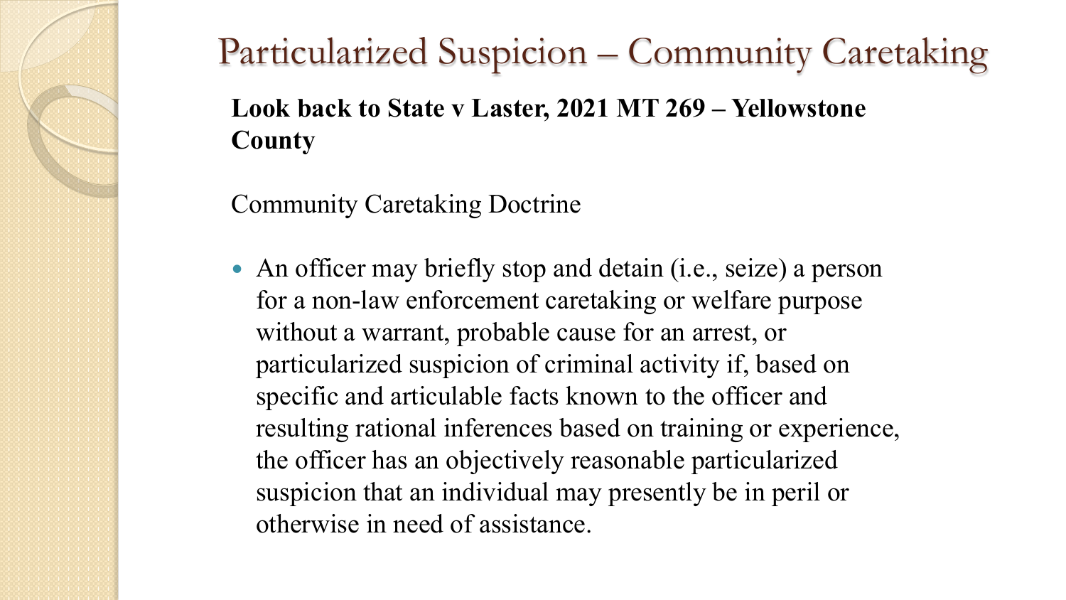# Particularized Suspicion – Community Caretaking

**Look back to State v Laster, 2021 MT 269 – Yellowstone County**

Community Caretaking Doctrine

- An officer may briefly stop and detain (i.e., seize) a person for a non-law enforcement caretaking or welfare purpose without a warrant, probable cause for an arrest, or particularized suspicion of criminal activity if, based on specific and articulable facts known to the officer and resulting rational inferences based on training or experience, the officer has an objectively reasonable particularized suspicion that an individual may presently be in peril or otherwise in need of assistance.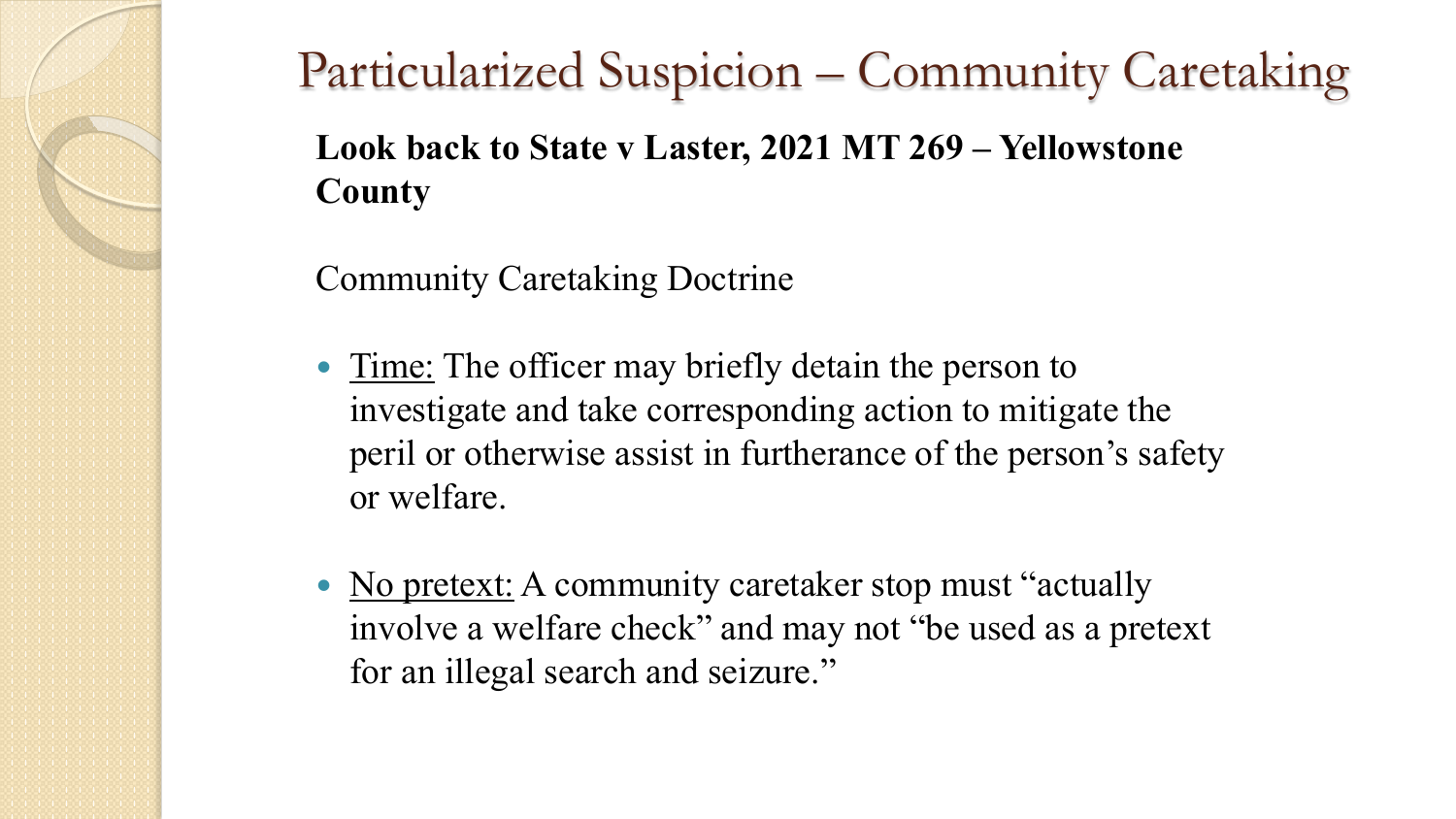# Particularized Suspicion – Community Caretaking

**Look back to State v Laster, 2021 MT 269 – Yellowstone County**

Community Caretaking Doctrine

- Time: The officer may briefly detain the person to investigate and take corresponding action to mitigate the peril or otherwise assist in furtherance of the person's safety or welfare.
- No pretext: A community caretaker stop must "actually involve a welfare check" and may not "be used as a pretext for an illegal search and seizure."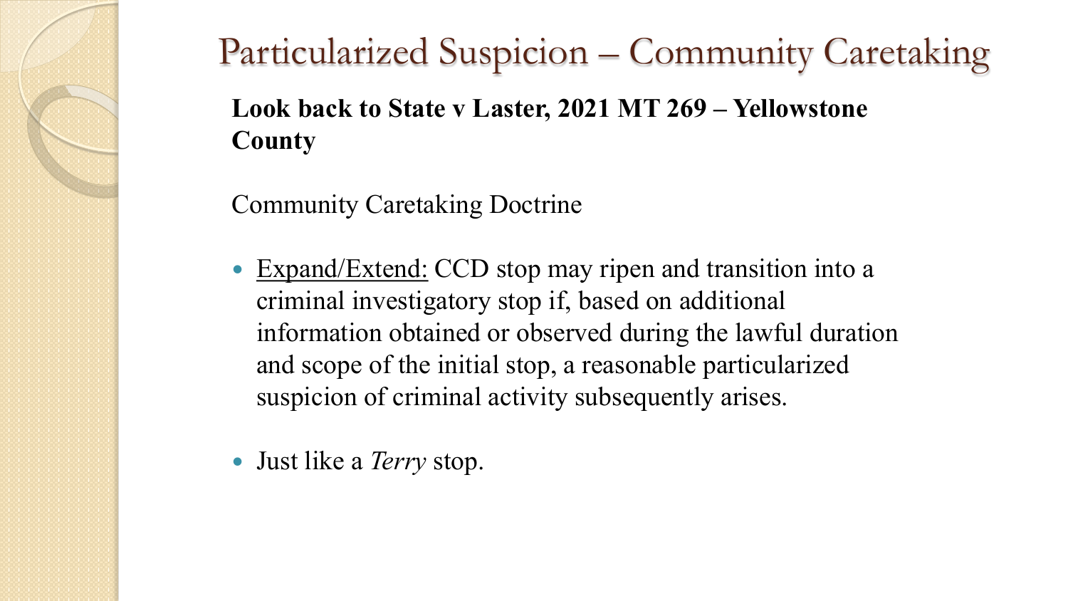# Particularized Suspicion – Community Caretaking

**Look back to State v Laster, 2021 MT 269 – Yellowstone County**

Community Caretaking Doctrine

- <u>Expand/Extend:</u> CCD stop may ripen and transition into a criminal investigatory stop if, based on additional information obtained or observed during the lawful duration and scope of the initial stop, a reasonable particularized suspicion of criminal activity subsequently arises.
- Just like a *Terry* stop.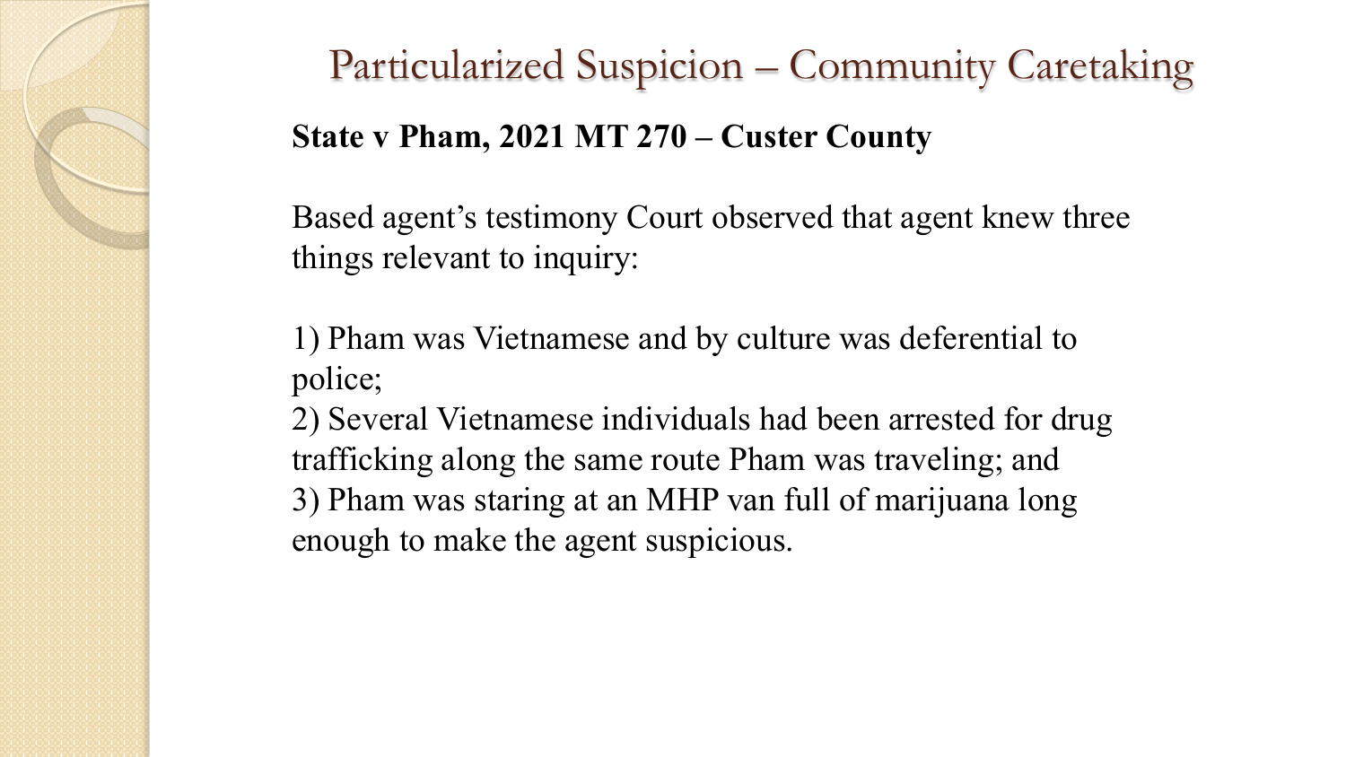# Particularized Suspicion – Community Caretaking

**State v Pham, 2021 MT 270 – Custer County**

Based agent's testimony Court observed that agent knew three things relevant to inquiry:

1) Pham was Vietnamese and by culture was deferential to police;
2) Several Vietnamese individuals had been arrested for drug trafficking along the same route Pham was traveling; and
3) Pham was staring at an MHP van full of marijuana long enough to make the agent suspicious.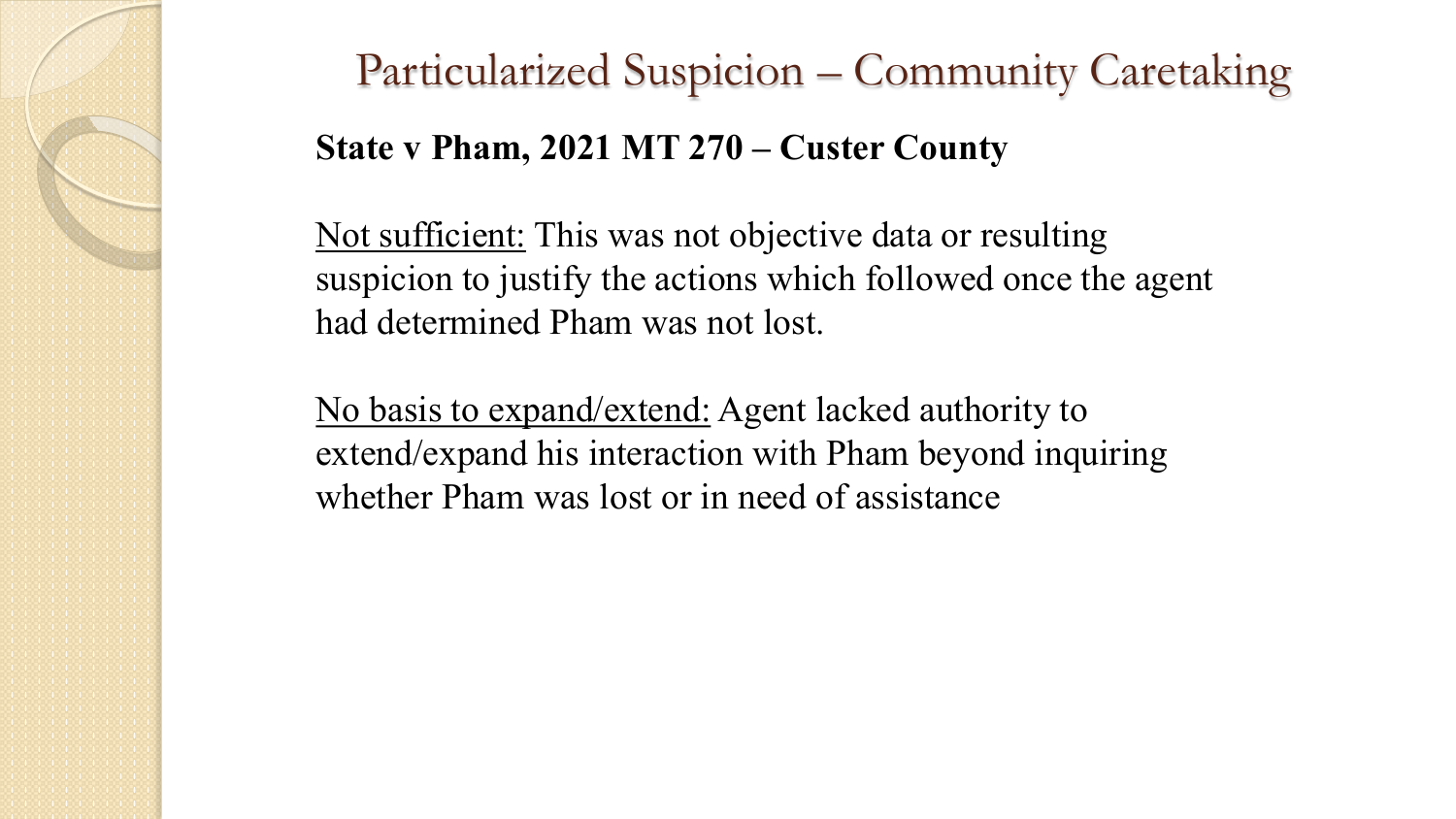# Particularized Suspicion – Community Caretaking

**State v Pham, 2021 MT 270 – Custer County**

Not sufficient: This was not objective data or resulting suspicion to justify the actions which followed once the agent had determined Pham was not lost.

No basis to expand/extend: Agent lacked authority to extend/expand his interaction with Pham beyond inquiring whether Pham was lost or in need of assistance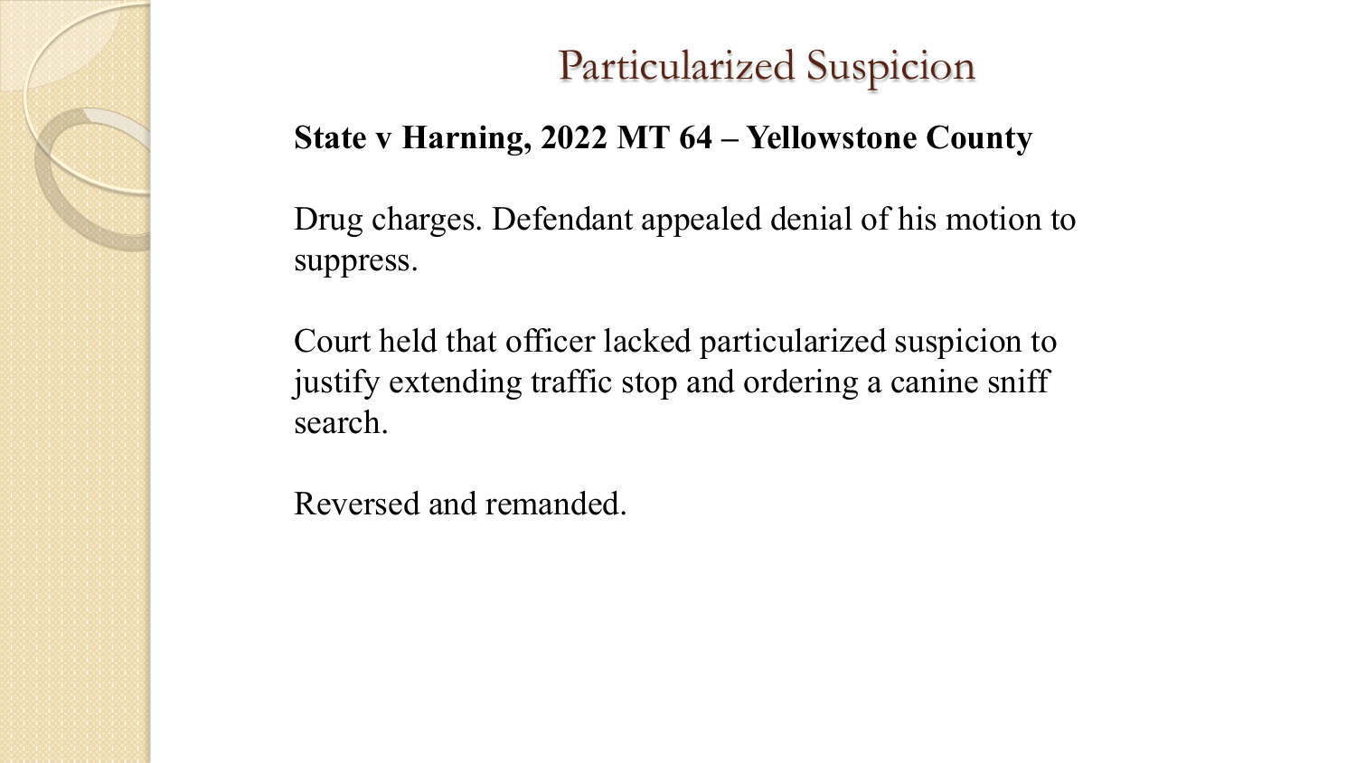# Particularized Suspicion

**State v Harning, 2022 MT 64 – Yellowstone County**

Drug charges. Defendant appealed denial of his motion to suppress.

Court held that officer lacked particularized suspicion to justify extending traffic stop and ordering a canine sniff search.

Reversed and remanded.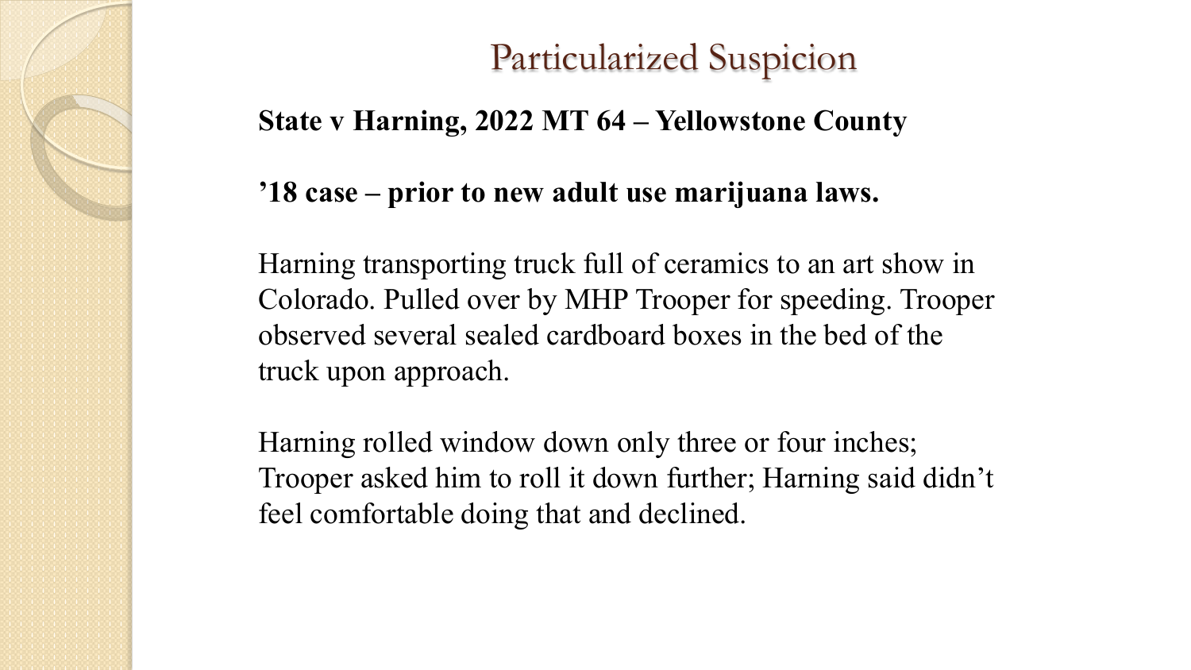# Particularized Suspicion

**State v Harning, 2022 MT 64 – Yellowstone County**

**’18 case – prior to new adult use marijuana laws.**

Harning transporting truck full of ceramics to an art show in Colorado. Pulled over by MHP Trooper for speeding. Trooper observed several sealed cardboard boxes in the bed of the truck upon approach.

Harning rolled window down only three or four inches; Trooper asked him to roll it down further; Harning said didn’t feel comfortable doing that and declined.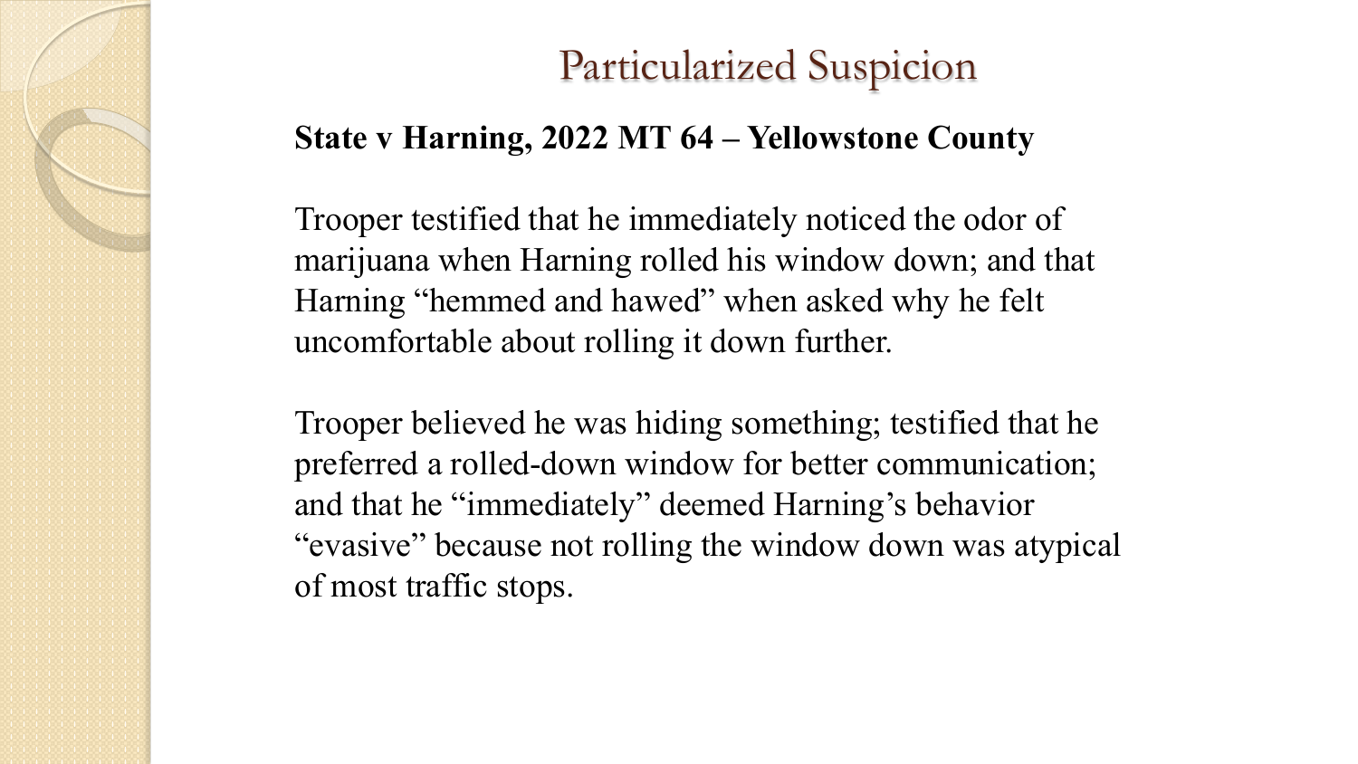# Particularized Suspicion

**State v Harning, 2022 MT 64 – Yellowstone County**

Trooper testified that he immediately noticed the odor of marijuana when Harning rolled his window down; and that Harning "hemmed and hawed" when asked why he felt uncomfortable about rolling it down further.

Trooper believed he was hiding something; testified that he preferred a rolled-down window for better communication; and that he "immediately" deemed Harning's behavior "evasive" because not rolling the window down was atypical of most traffic stops.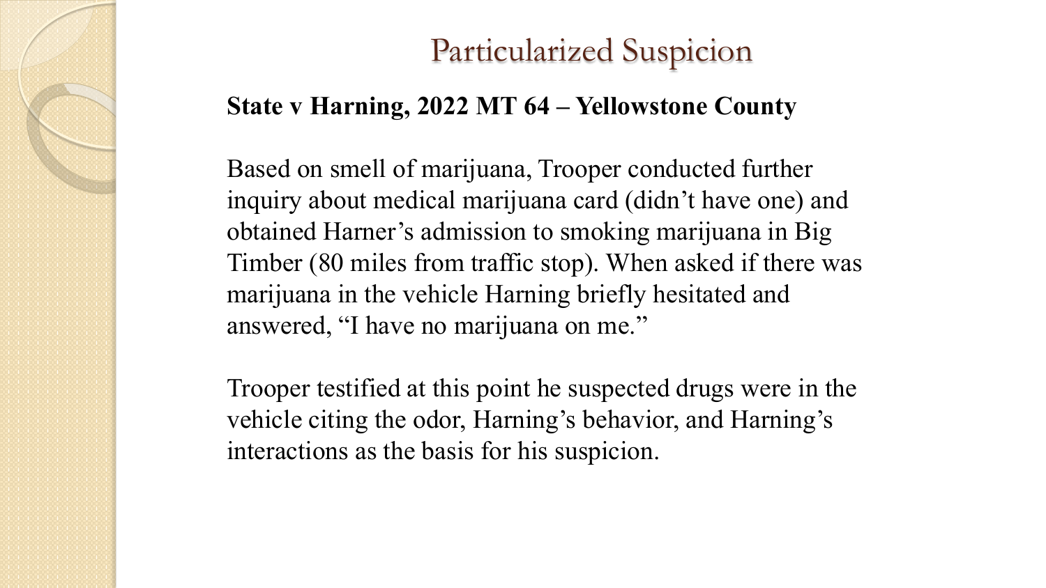# Particularized Suspicion

**State v Harning, 2022 MT 64 – Yellowstone County**

Based on smell of marijuana, Trooper conducted further inquiry about medical marijuana card (didn't have one) and obtained Harner's admission to smoking marijuana in Big Timber (80 miles from traffic stop). When asked if there was marijuana in the vehicle Harning briefly hesitated and answered, "I have no marijuana on me."

Trooper testified at this point he suspected drugs were in the vehicle citing the odor, Harning's behavior, and Harning's interactions as the basis for his suspicion.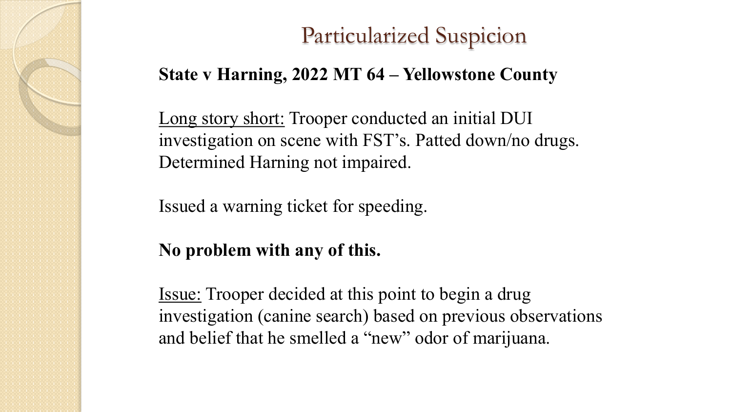# Particularized Suspicion

**State v Harning, 2022 MT 64 – Yellowstone County**

<u>Long story short:</u> Trooper conducted an initial DUI investigation on scene with FST's. Patted down/no drugs. Determined Harning not impaired.

Issued a warning ticket for speeding.

**No problem with any of this.**

<u>Issue:</u> Trooper decided at this point to begin a drug investigation (canine search) based on previous observations and belief that he smelled a "new" odor of marijuana.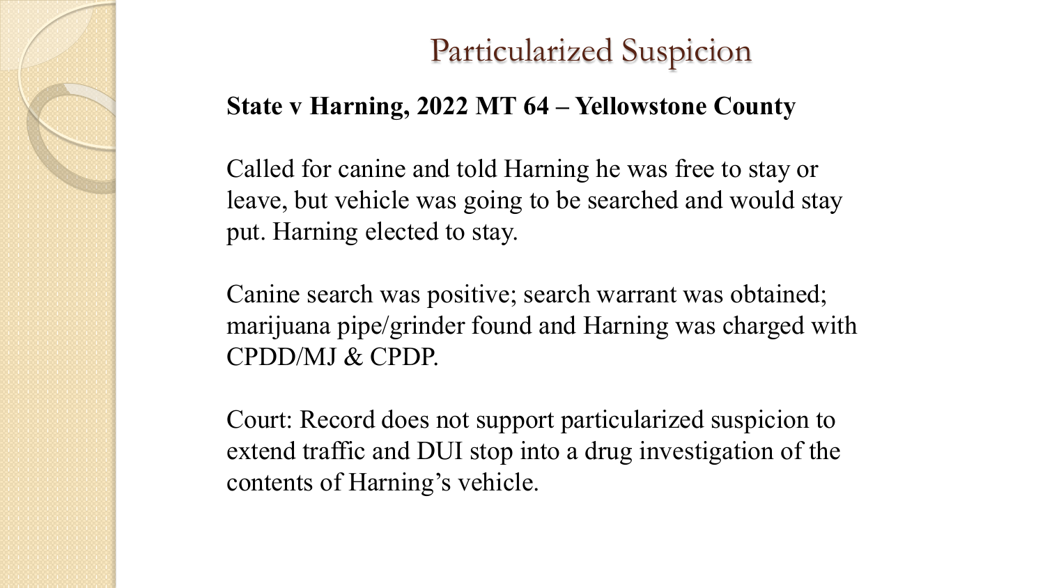# Particularized Suspicion

**State v Harning, 2022 MT 64 – Yellowstone County**

Called for canine and told Harning he was free to stay or leave, but vehicle was going to be searched and would stay put. Harning elected to stay.

Canine search was positive; search warrant was obtained; marijuana pipe/grinder found and Harning was charged with CPDD/MJ & CPDP.

Court: Record does not support particularized suspicion to extend traffic and DUI stop into a drug investigation of the contents of Harning's vehicle.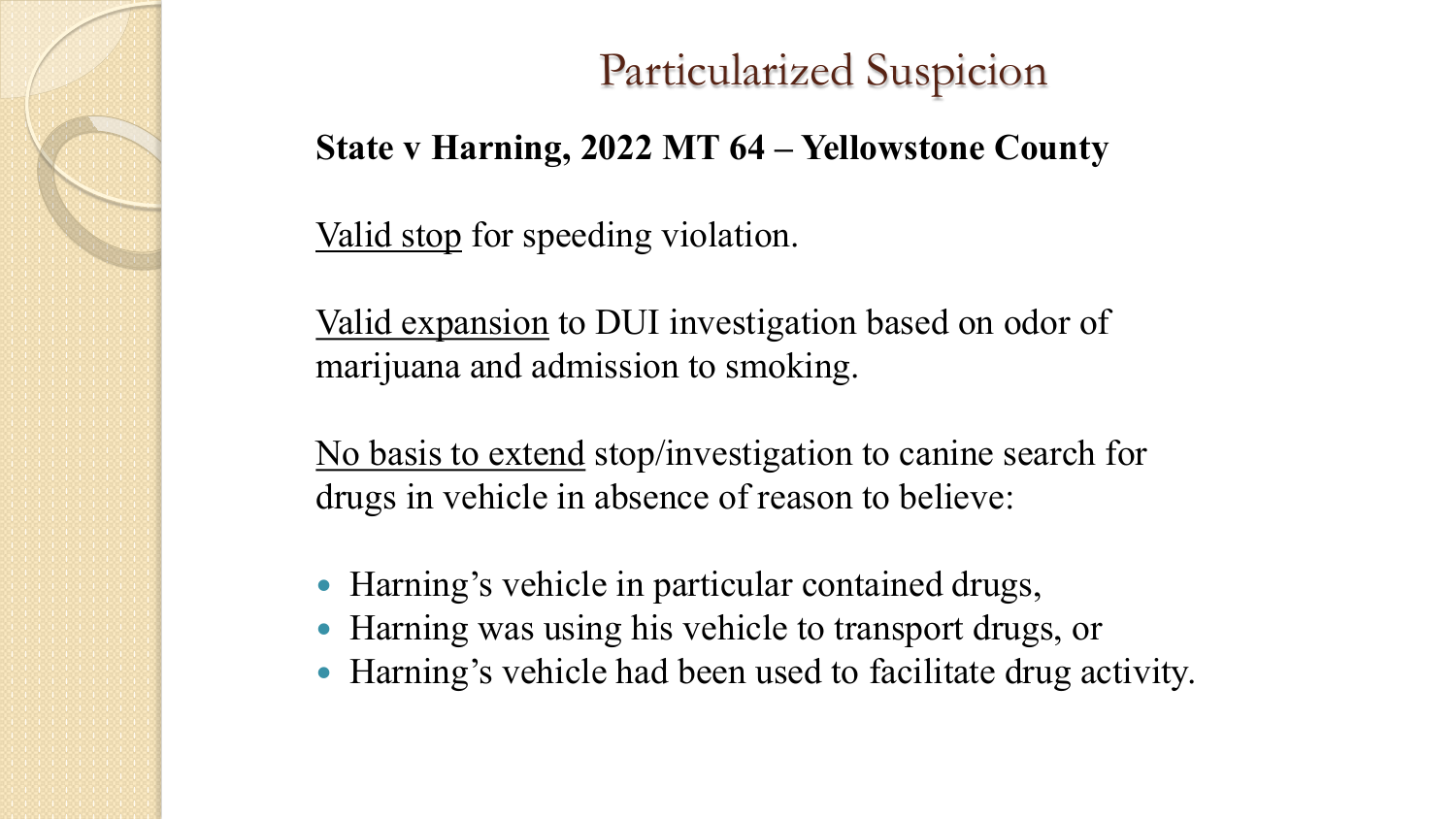# Particularized Suspicion

**State v Harning, 2022 MT 64 – Yellowstone County**

<u>Valid stop</u> for speeding violation.

<u>Valid expansion</u> to DUI investigation based on odor of marijuana and admission to smoking.

<u>No basis to extend</u> stop/investigation to canine search for drugs in vehicle in absence of reason to believe:

- Harning's vehicle in particular contained drugs,
- Harning was using his vehicle to transport drugs, or
- Harning's vehicle had been used to facilitate drug activity.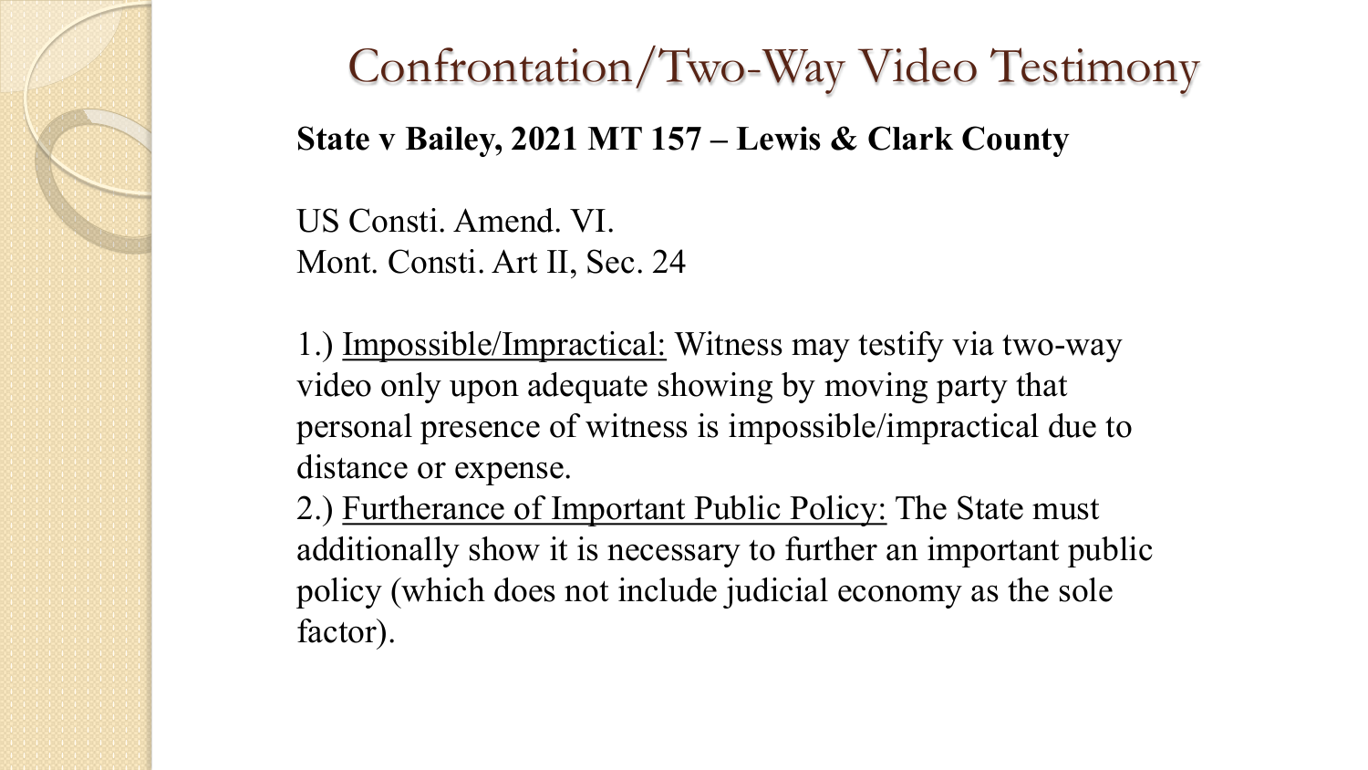# Confrontation/Two-Way Video Testimony

**State v Bailey, 2021 MT 157 – Lewis & Clark County**

US Consti. Amend. VI.
Mont. Consti. Art II, Sec. 24

1.) Impossible/Impractical: Witness may testify via two-way video only upon adequate showing by moving party that personal presence of witness is impossible/impractical due to distance or expense.
2.) Furtherance of Important Public Policy: The State must additionally show it is necessary to further an important public policy (which does not include judicial economy as the sole factor).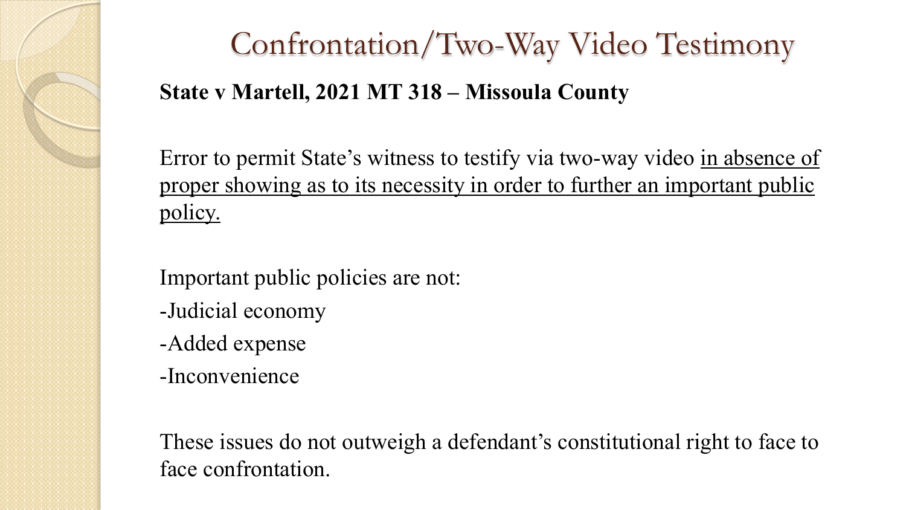# Confrontation/Two-Way Video Testimony

**State v Martell, 2021 MT 318 – Missoula County**

Error to permit State's witness to testify via two-way video <u>in absence of proper showing as to its necessity in order to further an important public policy.</u>

Important public policies are not:

- Judicial economy
- Added expense
- Inconvenience

These issues do not outweigh a defendant's constitutional right to face to face confrontation.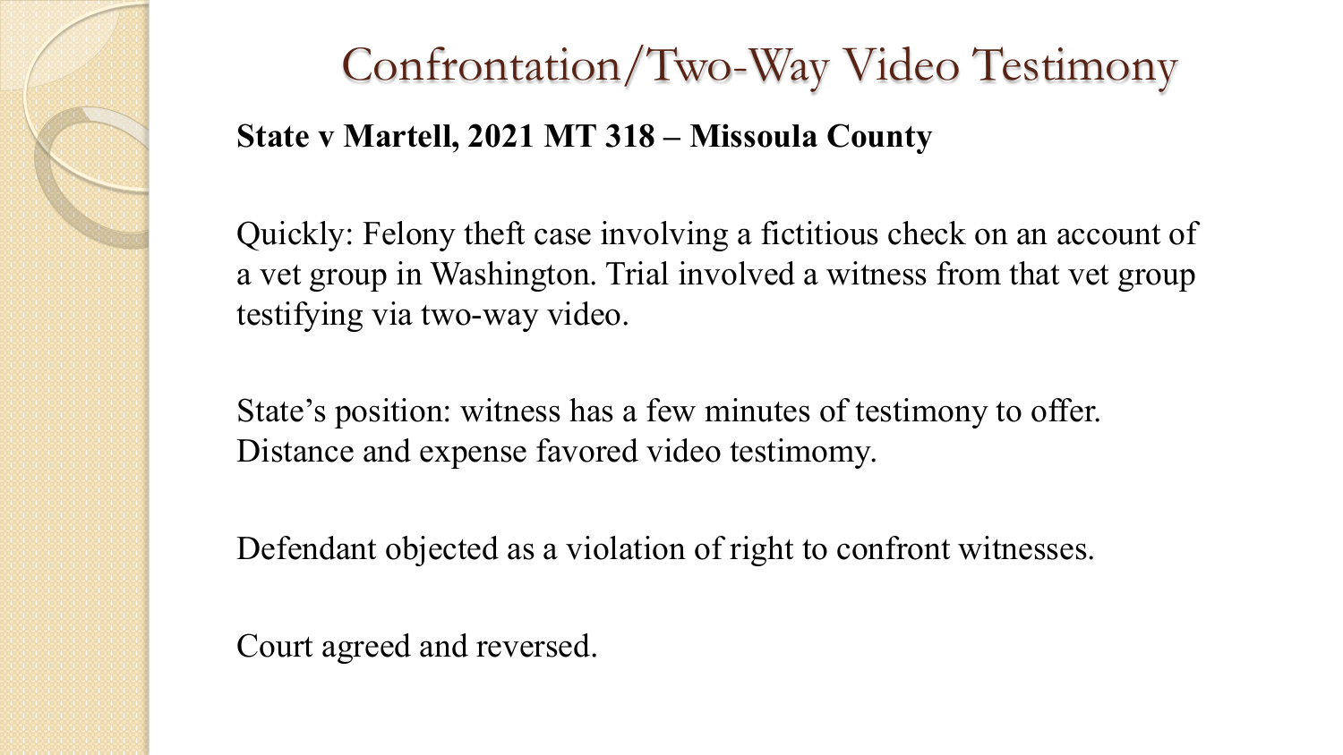# Confrontation/Two-Way Video Testimony

**State v Martell, 2021 MT 318 – Missoula County**

Quickly: Felony theft case involving a fictitious check on an account of a vet group in Washington. Trial involved a witness from that vet group testifying via two-way video.

State's position: witness has a few minutes of testimony to offer. Distance and expense favored video testimomy.

Defendant objected as a violation of right to confront witnesses.

Court agreed and reversed.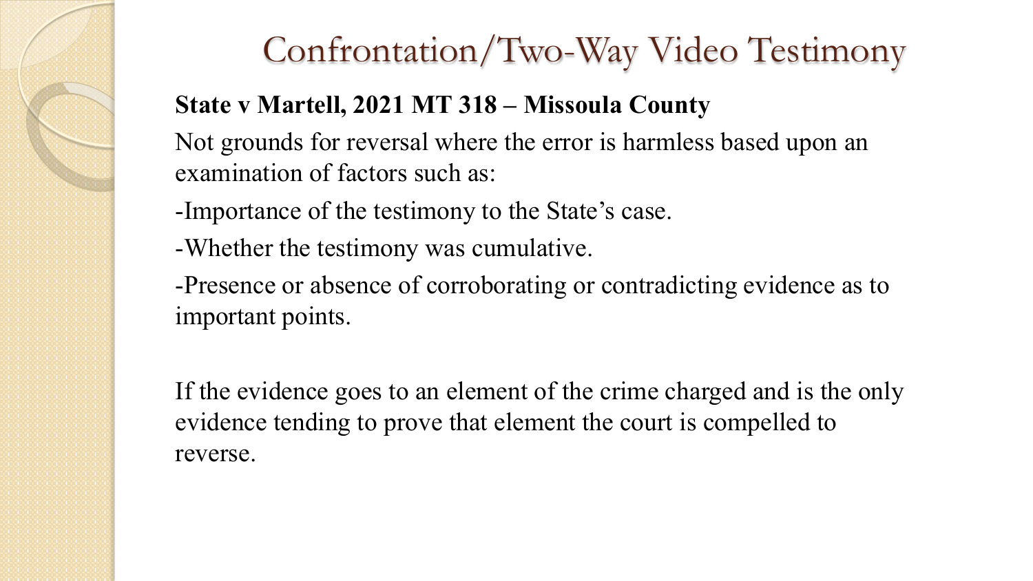# Confrontation/Two-Way Video Testimony

**State v Martell, 2021 MT 318 – Missoula County**

Not grounds for reversal where the error is harmless based upon an examination of factors such as:

-Importance of the testimony to the State's case.

-Whether the testimony was cumulative.

-Presence or absence of corroborating or contradicting evidence as to important points.

If the evidence goes to an element of the crime charged and is the only evidence tending to prove that element the court is compelled to reverse.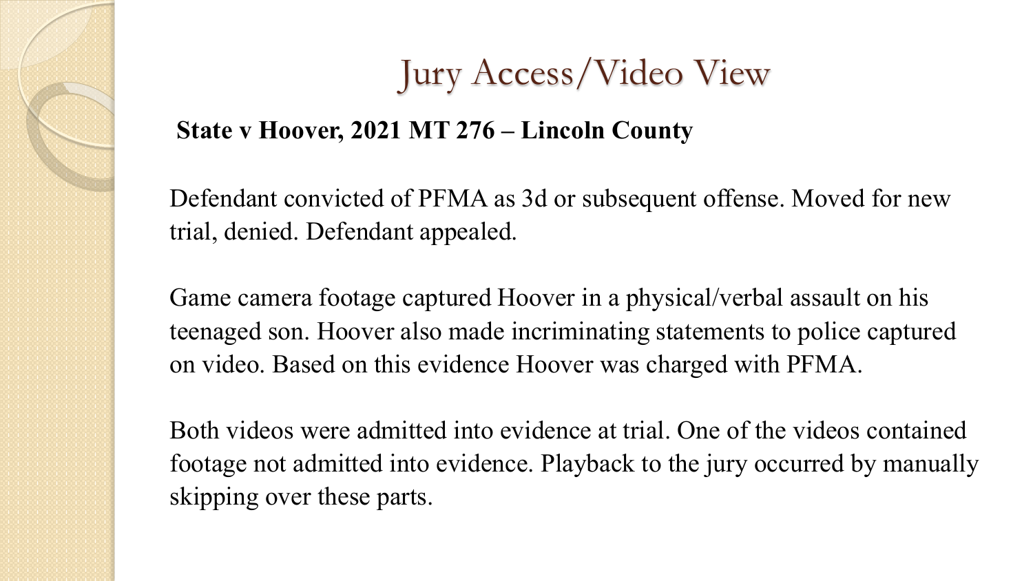# Jury Access/Video View

**State v Hoover, 2021 MT 276 – Lincoln County**

Defendant convicted of PFMA as 3d or subsequent offense. Moved for new trial, denied. Defendant appealed.

Game camera footage captured Hoover in a physical/verbal assault on his teenaged son. Hoover also made incriminating statements to police captured on video. Based on this evidence Hoover was charged with PFMA.

Both videos were admitted into evidence at trial. One of the videos contained footage not admitted into evidence. Playback to the jury occurred by manually skipping over these parts.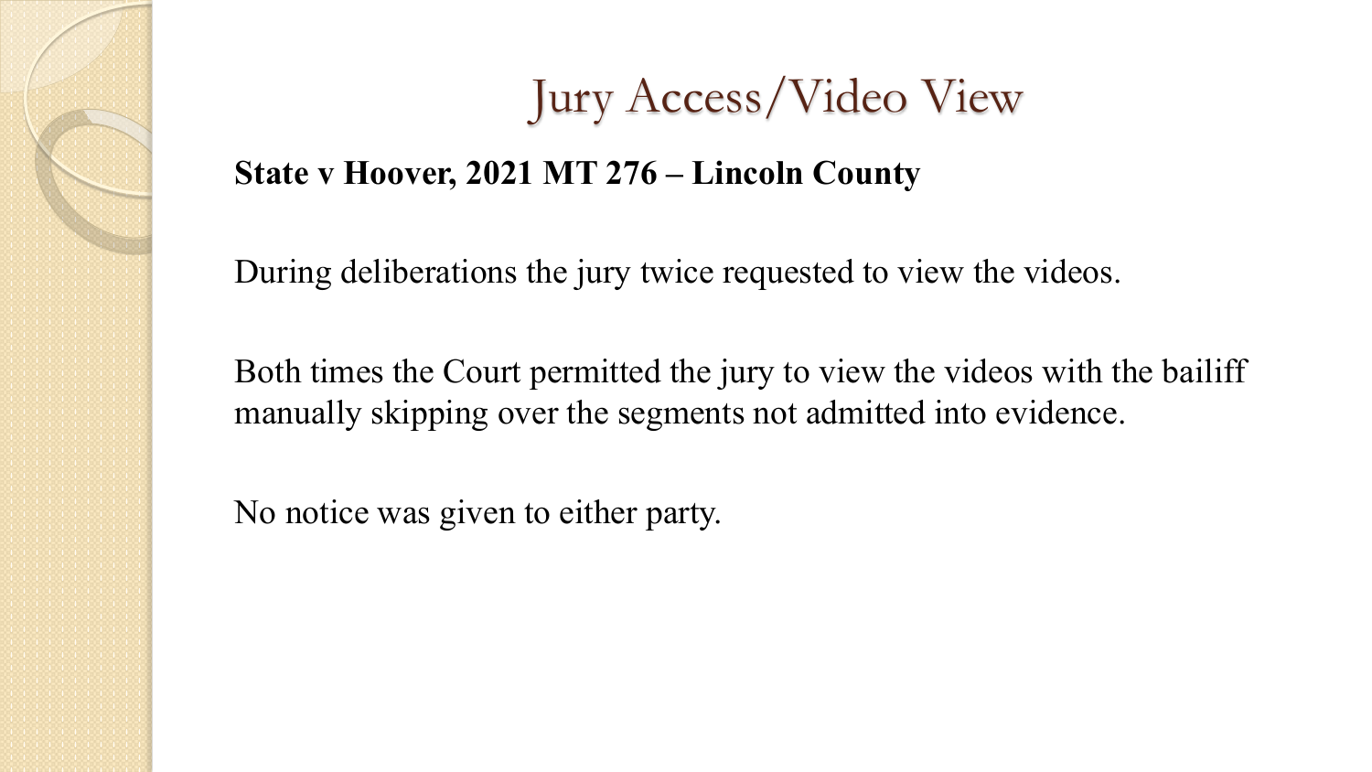# Jury Access/Video View

**State v Hoover, 2021 MT 276 – Lincoln County**

During deliberations the jury twice requested to view the videos.

Both times the Court permitted the jury to view the videos with the bailiff manually skipping over the segments not admitted into evidence.

No notice was given to either party.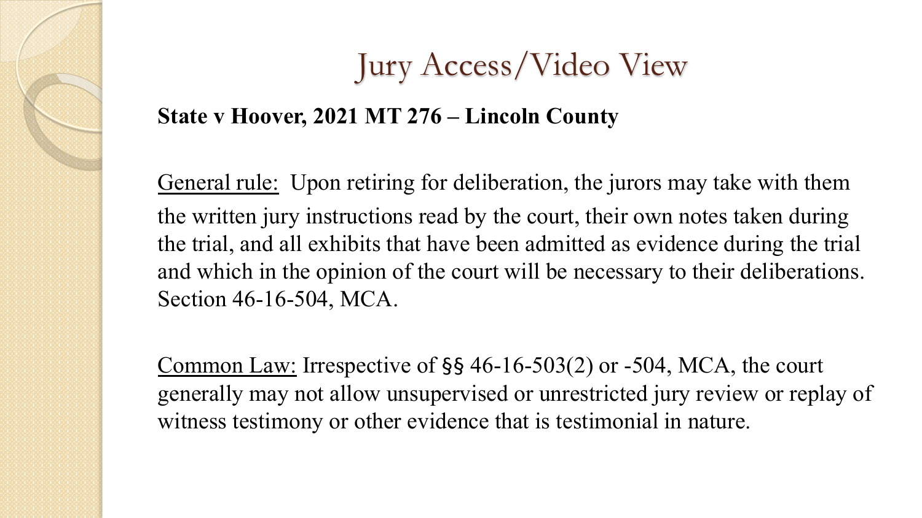# Jury Access/Video View

**State v Hoover, 2021 MT 276 – Lincoln County**

General rule: Upon retiring for deliberation, the jurors may take with them the written jury instructions read by the court, their own notes taken during the trial, and all exhibits that have been admitted as evidence during the trial and which in the opinion of the court will be necessary to their deliberations. Section 46-16-504, MCA.

Common Law: Irrespective of §§ 46-16-503(2) or -504, MCA, the court generally may not allow unsupervised or unrestricted jury review or replay of witness testimony or other evidence that is testimonial in nature.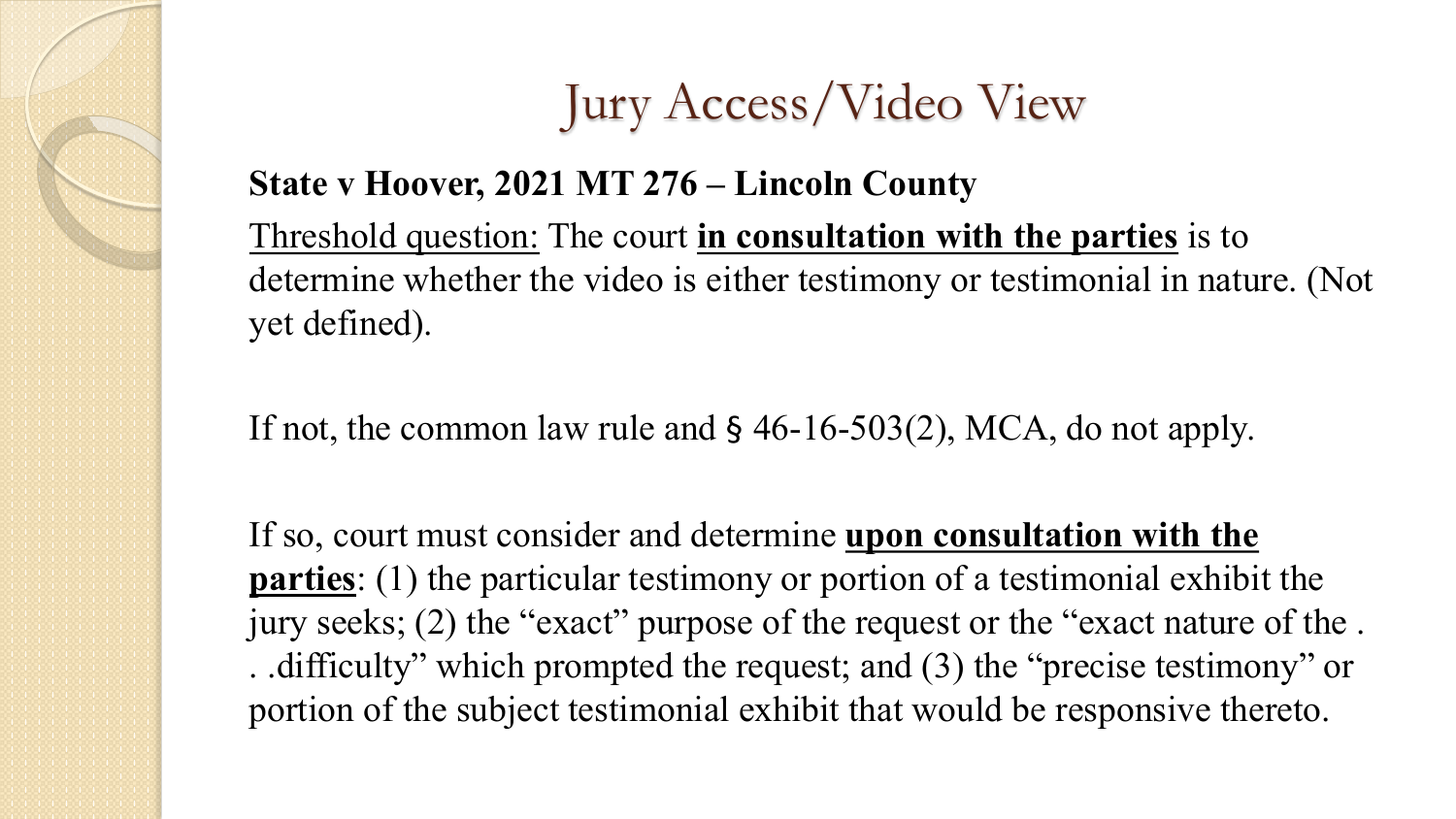# Jury Access/Video View

**State v Hoover, 2021 MT 276 – Lincoln County**

<u>Threshold question:</u> The court **<u>in consultation with the parties</u>** is to determine whether the video is either testimony or testimonial in nature. (Not yet defined).

If not, the common law rule and § 46-16-503(2), MCA, do not apply.

If so, court must consider and determine **<u>upon consultation with the parties</u>**: (1) the particular testimony or portion of a testimonial exhibit the jury seeks; (2) the "exact" purpose of the request or the "exact nature of the . . .difficulty" which prompted the request; and (3) the "precise testimony" or portion of the subject testimonial exhibit that would be responsive thereto.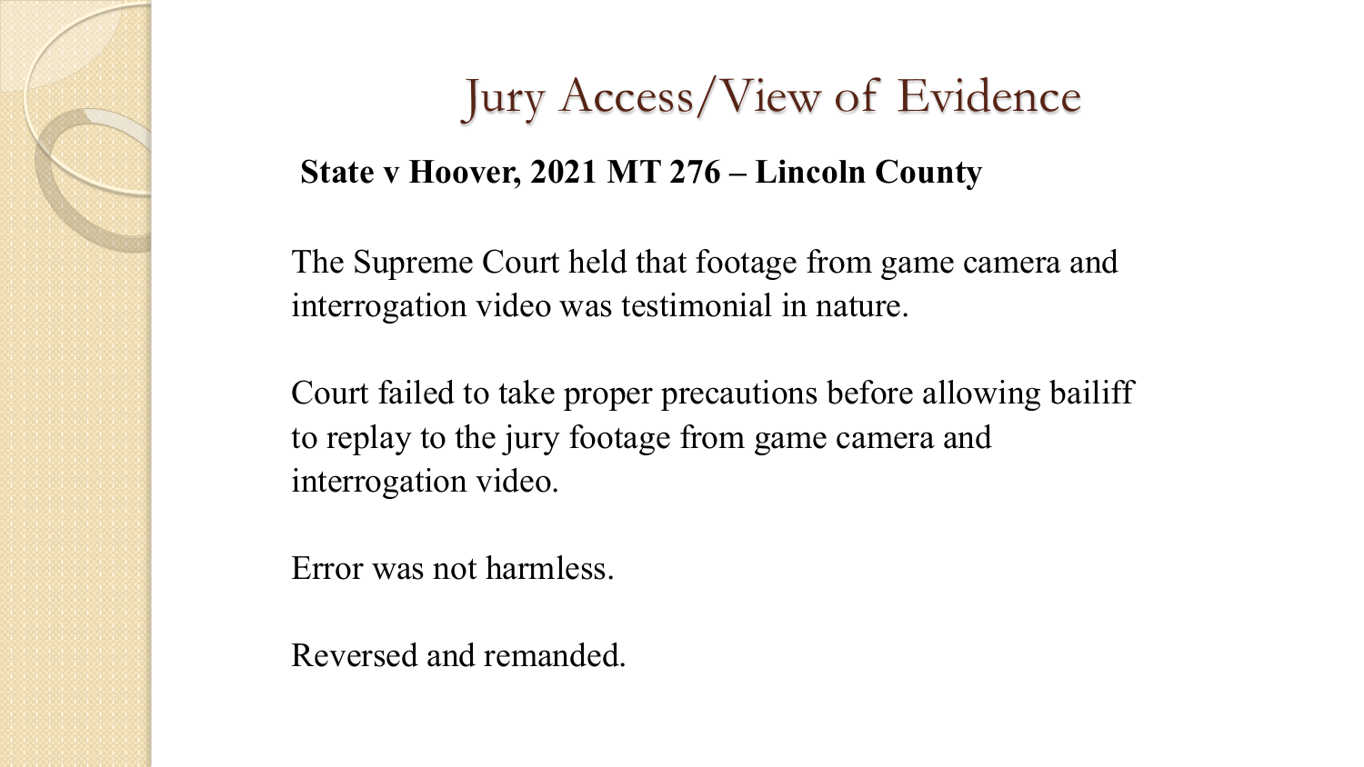# Jury Access/View of Evidence

**State v Hoover, 2021 MT 276 – Lincoln County**

The Supreme Court held that footage from game camera and interrogation video was testimonial in nature.

Court failed to take proper precautions before allowing bailiff to replay to the jury footage from game camera and interrogation video.

Error was not harmless.

Reversed and remanded.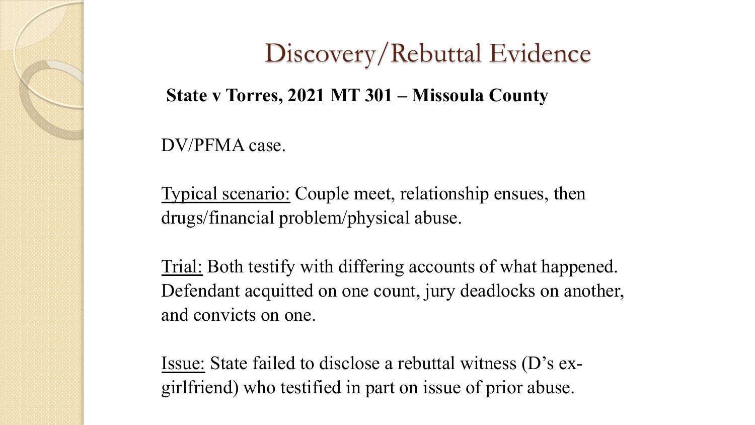# Discovery/Rebuttal Evidence

**State v Torres, 2021 MT 301 – Missoula County**

DV/PFMA case.

Typical scenario: Couple meet, relationship ensues, then drugs/financial problem/physical abuse.

Trial: Both testify with differing accounts of what happened. Defendant acquitted on one count, jury deadlocks on another, and convicts on one.

Issue: State failed to disclose a rebuttal witness (D's ex-girlfriend) who testified in part on issue of prior abuse.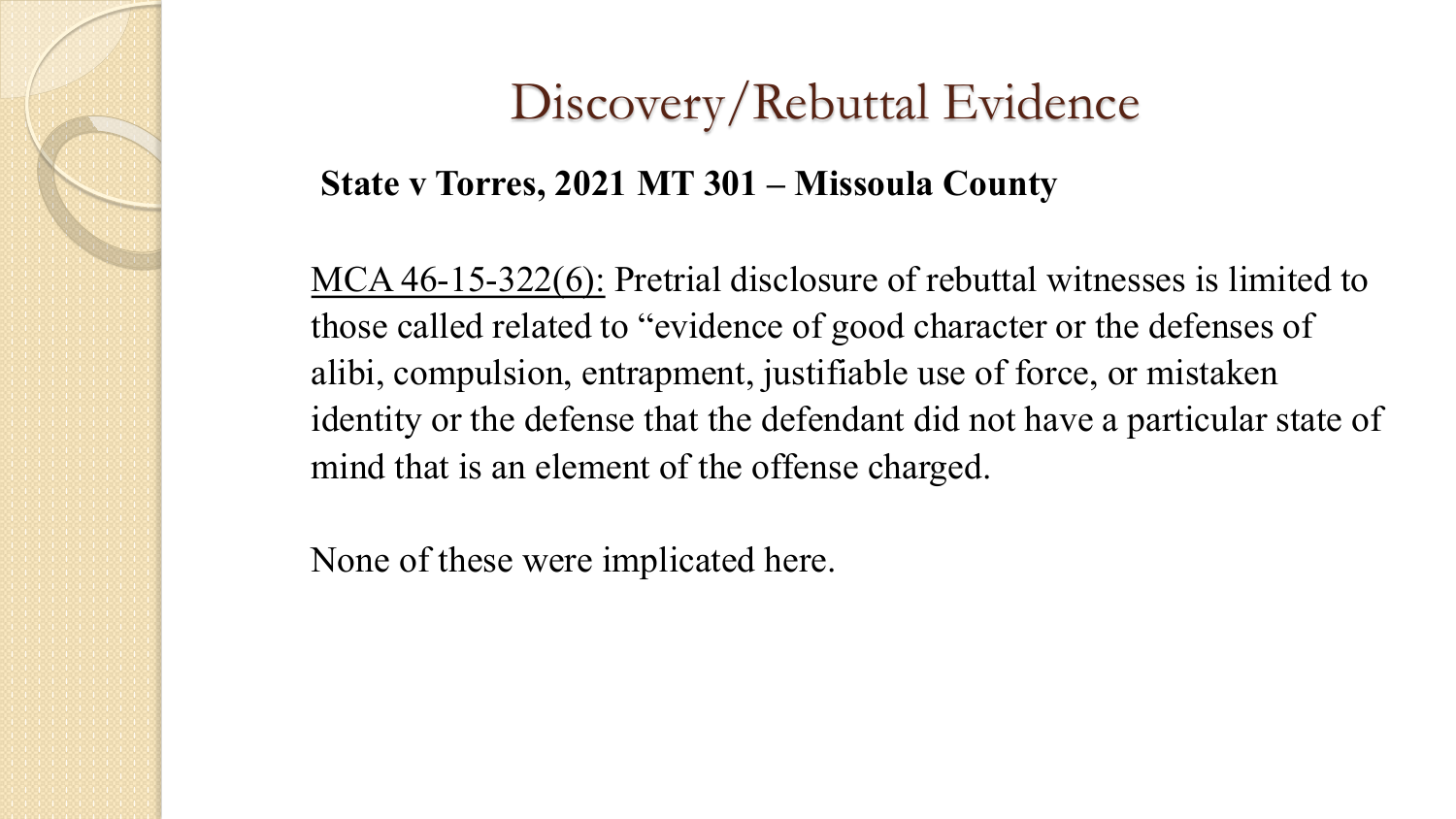# Discovery/Rebuttal Evidence

**State v Torres, 2021 MT 301 – Missoula County**

MCA 46-15-322(6): Pretrial disclosure of rebuttal witnesses is limited to those called related to “evidence of good character or the defenses of alibi, compulsion, entrapment, justifiable use of force, or mistaken identity or the defense that the defendant did not have a particular state of mind that is an element of the offense charged.

None of these were implicated here.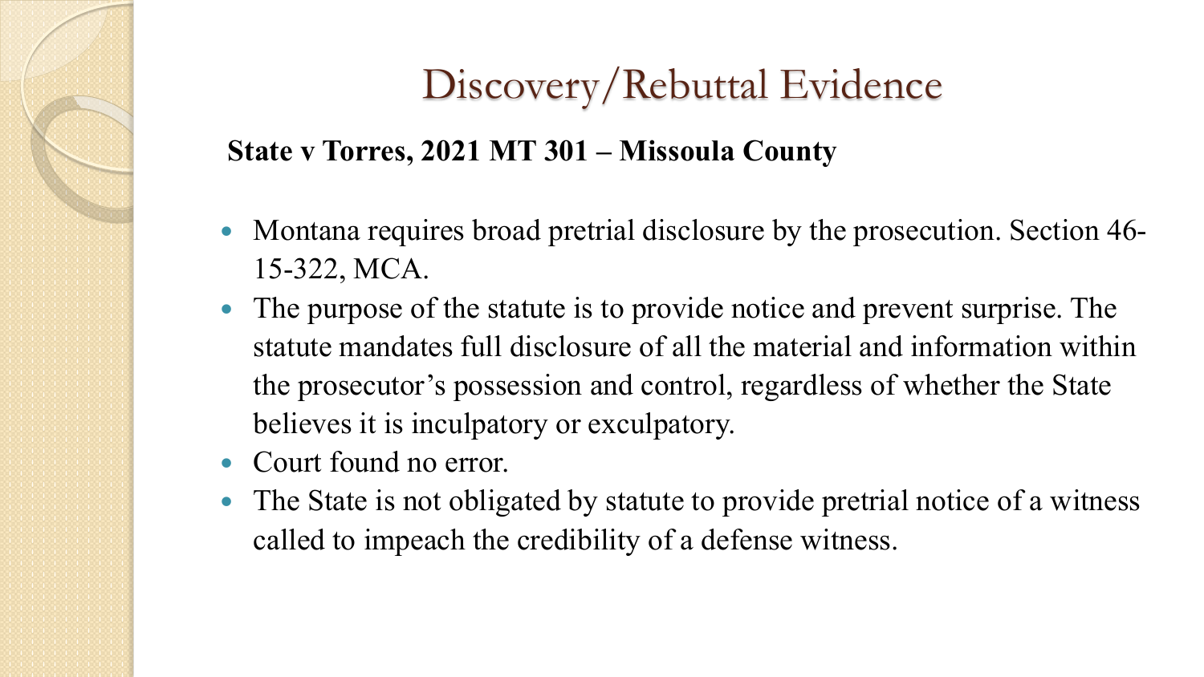# Discovery/Rebuttal Evidence

**State v Torres, 2021 MT 301 – Missoula County**

- Montana requires broad pretrial disclosure by the prosecution. Section 46-15-322, MCA.
- The purpose of the statute is to provide notice and prevent surprise. The statute mandates full disclosure of all the material and information within the prosecutor's possession and control, regardless of whether the State believes it is inculpatory or exculpatory.
- Court found no error.
- The State is not obligated by statute to provide pretrial notice of a witness called to impeach the credibility of a defense witness.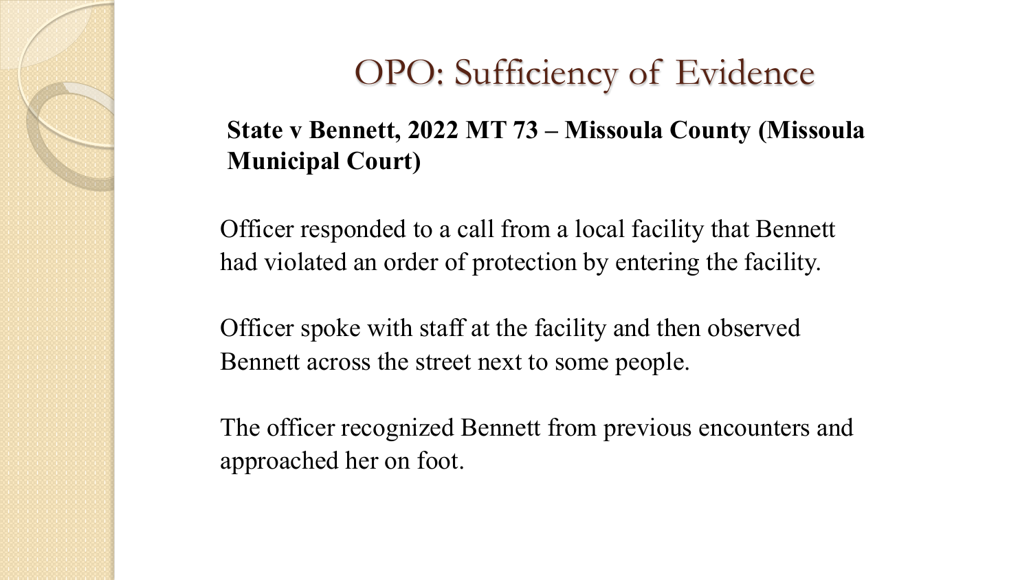# OPO: Sufficiency of Evidence

**State v Bennett, 2022 MT 73 – Missoula County (Missoula Municipal Court)**

Officer responded to a call from a local facility that Bennett had violated an order of protection by entering the facility.

Officer spoke with staff at the facility and then observed Bennett across the street next to some people.

The officer recognized Bennett from previous encounters and approached her on foot.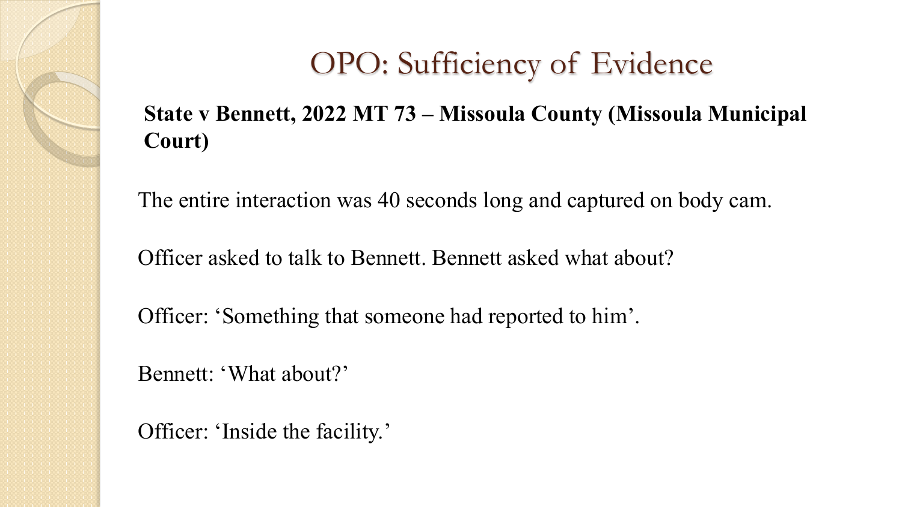# OPO: Sufficiency of Evidence

**State v Bennett, 2022 MT 73 – Missoula County (Missoula Municipal Court)**

The entire interaction was 40 seconds long and captured on body cam.

Officer asked to talk to Bennett. Bennett asked what about?

Officer: 'Something that someone had reported to him'.

Bennett: 'What about?'

Officer: 'Inside the facility.'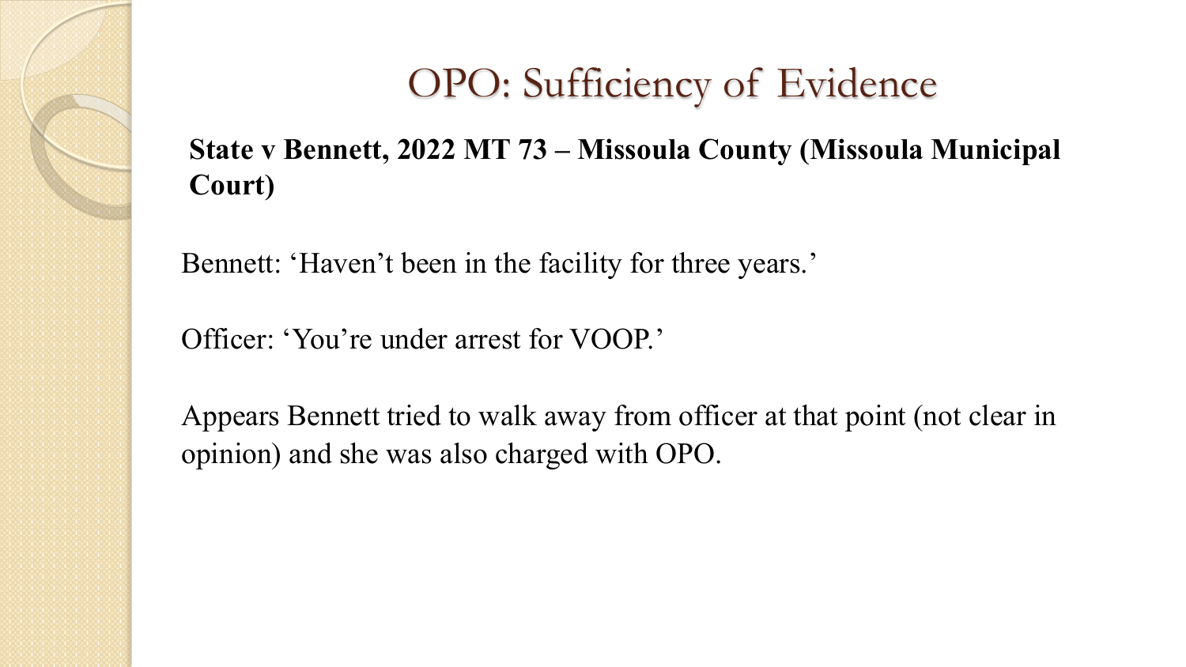# OPO: Sufficiency of Evidence

**State v Bennett, 2022 MT 73 – Missoula County (Missoula Municipal Court)**

Bennett: 'Haven't been in the facility for three years.'

Officer: 'You're under arrest for VOOP.'

Appears Bennett tried to walk away from officer at that point (not clear in opinion) and she was also charged with OPO.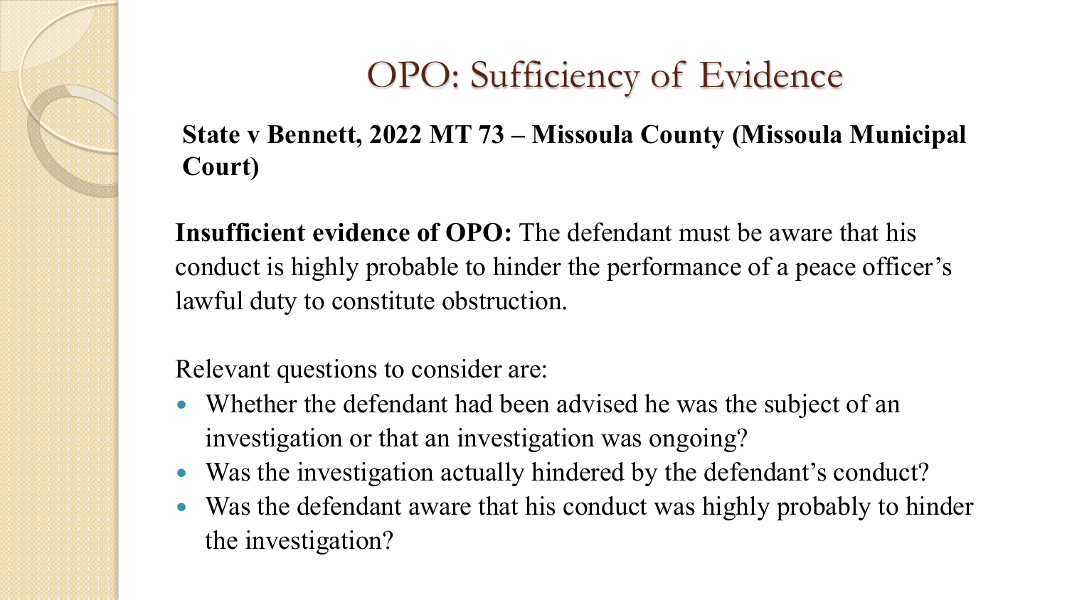# OPO: Sufficiency of Evidence

**State v Bennett, 2022 MT 73 – Missoula County (Missoula Municipal Court)**

**Insufficient evidence of OPO:** The defendant must be aware that his conduct is highly probable to hinder the performance of a peace officer's lawful duty to constitute obstruction.

Relevant questions to consider are:

- Whether the defendant had been advised he was the subject of an investigation or that an investigation was ongoing?
- Was the investigation actually hindered by the defendant's conduct?
- Was the defendant aware that his conduct was highly probably to hinder the investigation?